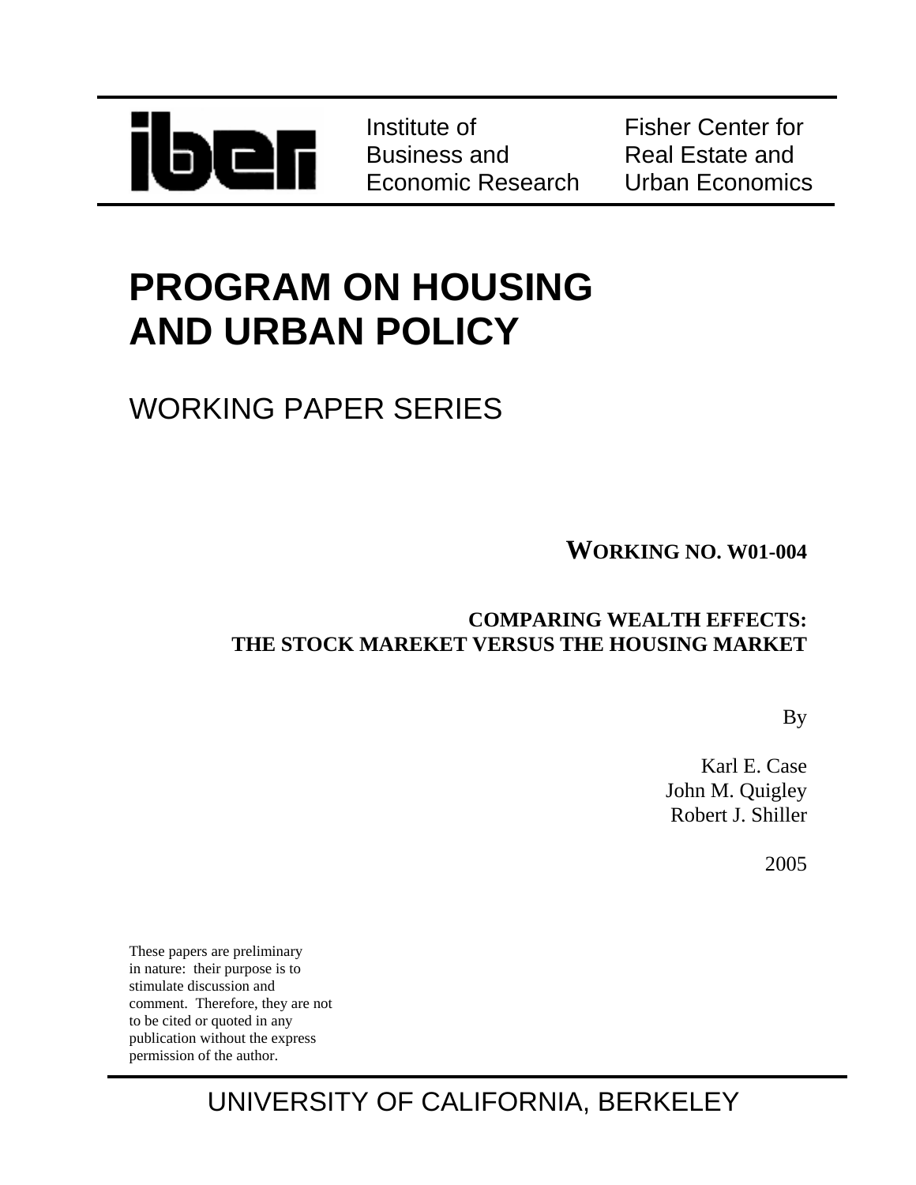iber

Institute of Business and Economic Research

Fisher Center for Real Estate and Urban Economics

# PROGRAM ON HOUSING AND URBAN POLICY

## WORKING PAPER SERIES

**WORKING NO. W01-004**

**COMPARING WEALTH EFFECTS: THE STOCK MAREKET VERSUS THE HOUSING MARKET**

By

Karl E. Case
John M. Quigley
Robert J. Shiller

2005

These papers are preliminary in nature: their purpose is to stimulate discussion and comment. Therefore, they are not to be cited or quoted in any publication without the express permission of the author.

UNIVERSITY OF CALIFORNIA, BERKELEY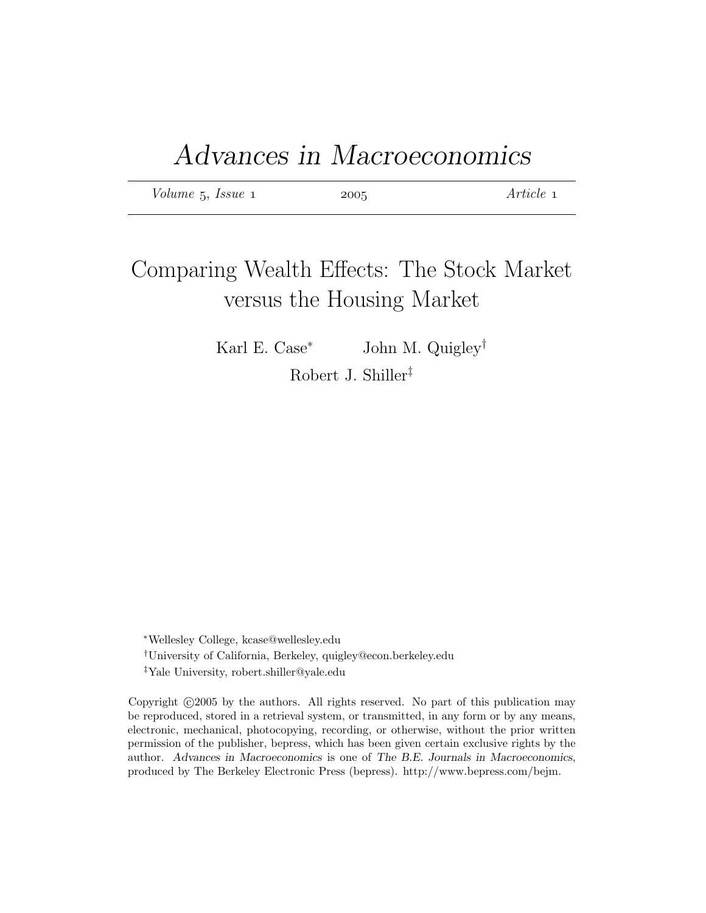# *Advances in Macroeconomics*

*Volume* 5, *Issue* 1 2005 *Article* 1

## Comparing Wealth Effects: The Stock Market versus the Housing Market

Karl E. Case[*] John M. Quigley[†]

Robert J. Shiller[‡]

[*]Wellesley College, kcase@wellesley.edu

[†]University of California, Berkeley, quigley@econ.berkeley.edu

[‡]Yale University, robert.shiller@yale.edu

Copyright ©2005 by the authors. All rights reserved. No part of this publication may be reproduced, stored in a retrieval system, or transmitted, in any form or by any means, electronic, mechanical, photocopying, recording, or otherwise, without the prior written permission of the publisher, bepress, which has been given certain exclusive rights by the author. *Advances in Macroeconomics* is one of *The B.E. Journals in Macroeconomics*, produced by The Berkeley Electronic Press (bepress). http://www.bepress.com/bejm.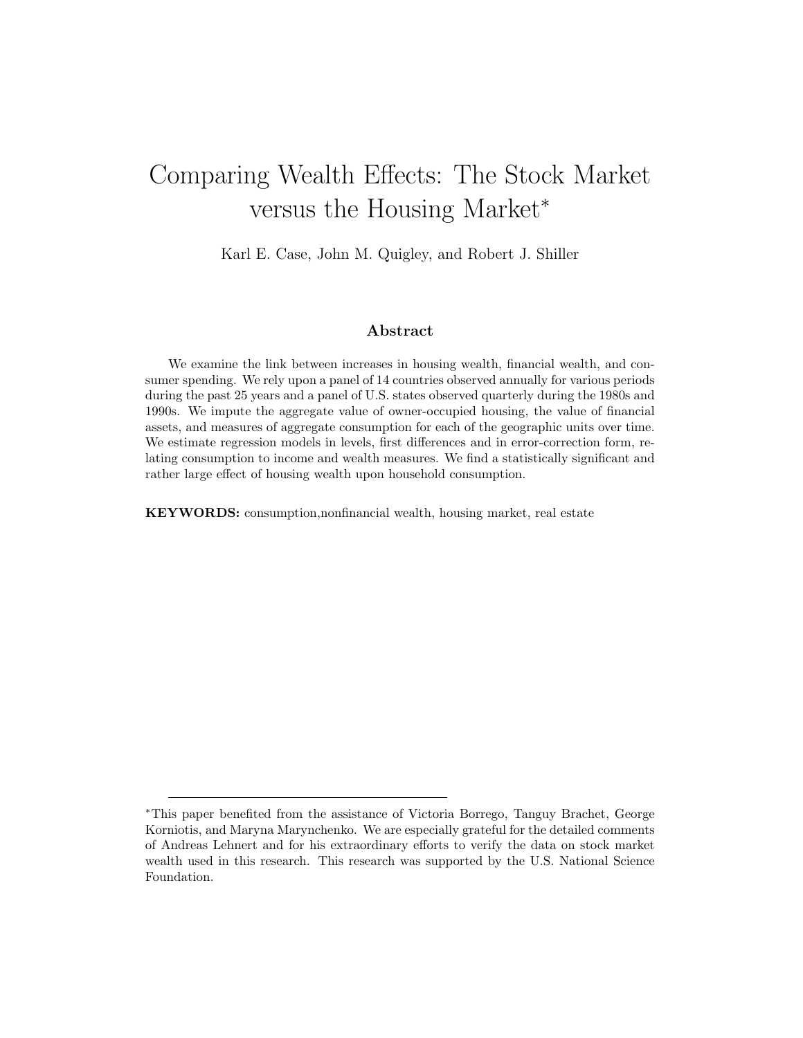# Comparing Wealth Effects: The Stock Market versus the Housing Market*

Karl E. Case, John M. Quigley, and Robert J. Shiller

## Abstract

We examine the link between increases in housing wealth, financial wealth, and consumer spending. We rely upon a panel of 14 countries observed annually for various periods during the past 25 years and a panel of U.S. states observed quarterly during the 1980s and 1990s. We impute the aggregate value of owner-occupied housing, the value of financial assets, and measures of aggregate consumption for each of the geographic units over time. We estimate regression models in levels, first differences and in error-correction form, relating consumption to income and wealth measures. We find a statistically significant and rather large effect of housing wealth upon household consumption.

**KEYWORDS:** consumption,nonfinancial wealth, housing market, real estate

---

*This paper benefited from the assistance of Victoria Borrego, Tanguy Brachet, George Korniotis, and Maryna Marynchenko. We are especially grateful for the detailed comments of Andreas Lehnert and for his extraordinary efforts to verify the data on stock market wealth used in this research. This research was supported by the U.S. National Science Foundation.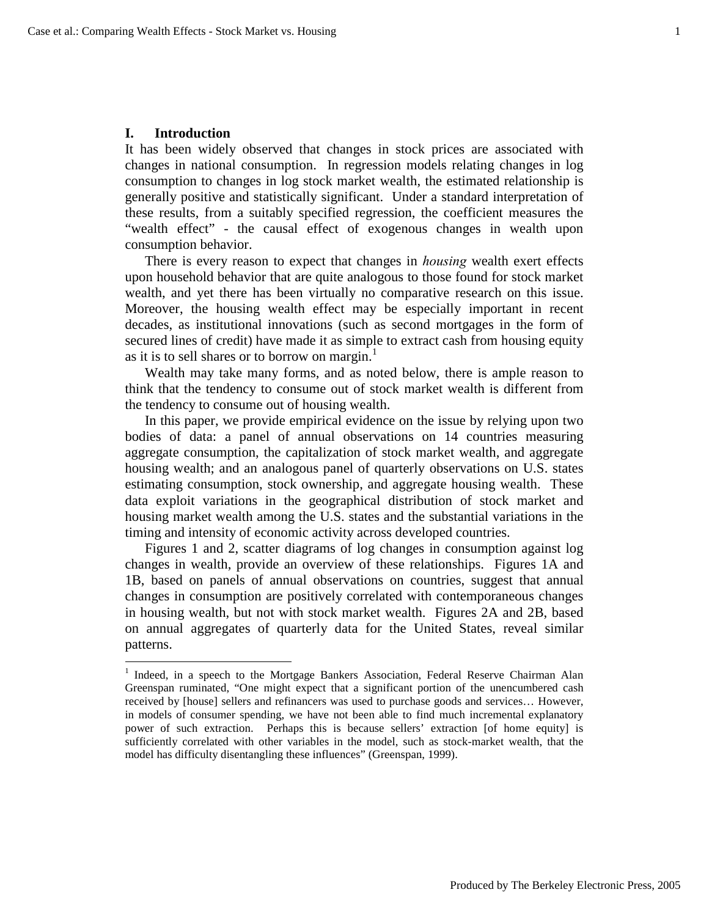## I. Introduction

It has been widely observed that changes in stock prices are associated with changes in national consumption. In regression models relating changes in log consumption to changes in log stock market wealth, the estimated relationship is generally positive and statistically significant. Under a standard interpretation of these results, from a suitably specified regression, the coefficient measures the "wealth effect" - the causal effect of exogenous changes in wealth upon consumption behavior.

There is every reason to expect that changes in *housing* wealth exert effects upon household behavior that are quite analogous to those found for stock market wealth, and yet there has been virtually no comparative research on this issue. Moreover, the housing wealth effect may be especially important in recent decades, as institutional innovations (such as second mortgages in the form of secured lines of credit) have made it as simple to extract cash from housing equity as it is to sell shares or to borrow on margin.[1]

Wealth may take many forms, and as noted below, there is ample reason to think that the tendency to consume out of stock market wealth is different from the tendency to consume out of housing wealth.

In this paper, we provide empirical evidence on the issue by relying upon two bodies of data: a panel of annual observations on 14 countries measuring aggregate consumption, the capitalization of stock market wealth, and aggregate housing wealth; and an analogous panel of quarterly observations on U.S. states estimating consumption, stock ownership, and aggregate housing wealth. These data exploit variations in the geographical distribution of stock market and housing market wealth among the U.S. states and the substantial variations in the timing and intensity of economic activity across developed countries.

Figures 1 and 2, scatter diagrams of log changes in consumption against log changes in wealth, provide an overview of these relationships. Figures 1A and 1B, based on panels of annual observations on countries, suggest that annual changes in consumption are positively correlated with contemporaneous changes in housing wealth, but not with stock market wealth. Figures 2A and 2B, based on annual aggregates of quarterly data for the United States, reveal similar patterns.

---

[1] Indeed, in a speech to the Mortgage Bankers Association, Federal Reserve Chairman Alan Greenspan ruminated, "One might expect that a significant portion of the unencumbered cash received by [house] sellers and refinancers was used to purchase goods and services… However, in models of consumer spending, we have not been able to find much incremental explanatory power of such extraction. Perhaps this is because sellers' extraction [of home equity] is sufficiently correlated with other variables in the model, such as stock-market wealth, that the model has difficulty disentangling these influences" (Greenspan, 1999).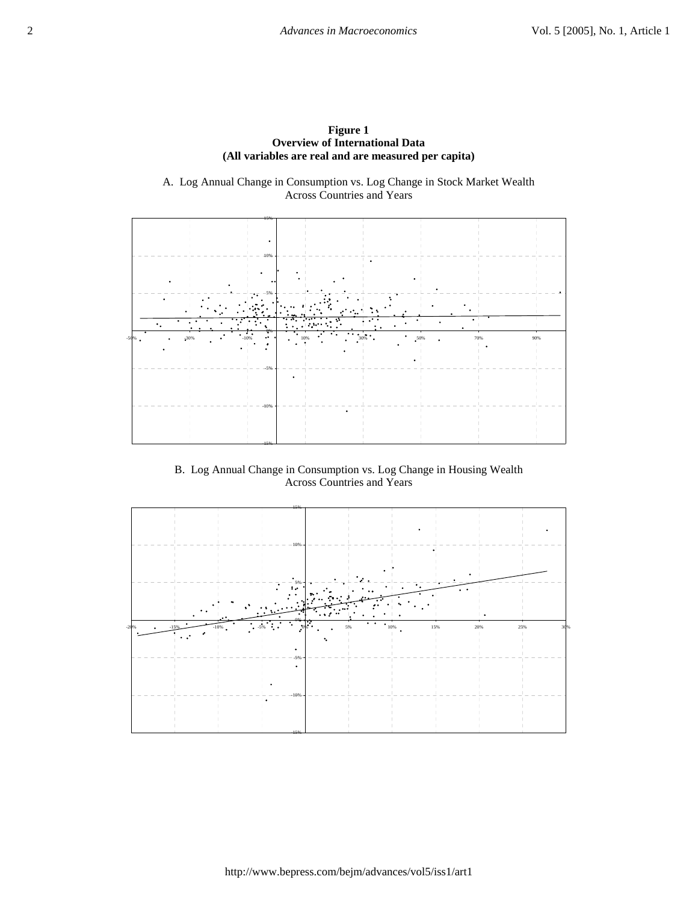**Figure 1**
**Overview of International Data**
**(All variables are real and are measured per capita)**

A. Log Annual Change in Consumption vs. Log Change in Stock Market Wealth Across Countries and Years

B. Log Annual Change in Consumption vs. Log Change in Housing Wealth Across Countries and Years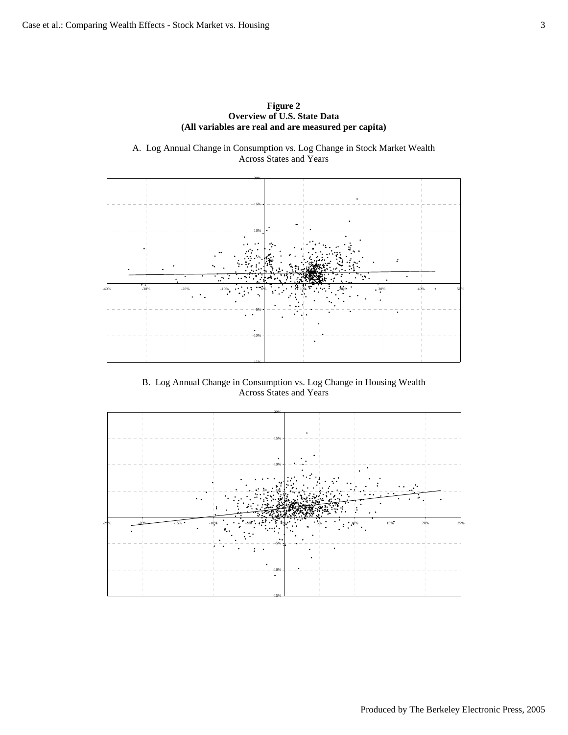**Figure 2**
**Overview of U.S. State Data**
**(All variables are real and are measured per capita)**

A. Log Annual Change in Consumption vs. Log Change in Stock Market Wealth Across States and Years

B. Log Annual Change in Consumption vs. Log Change in Housing Wealth Across States and Years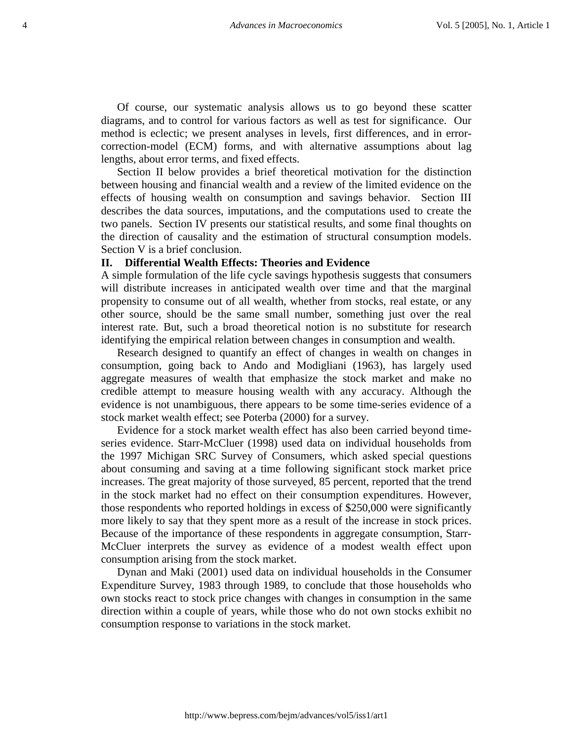Of course, our systematic analysis allows us to go beyond these scatter diagrams, and to control for various factors as well as test for significance. Our method is eclectic; we present analyses in levels, first differences, and in error-correction-model (ECM) forms, and with alternative assumptions about lag lengths, about error terms, and fixed effects.

Section II below provides a brief theoretical motivation for the distinction between housing and financial wealth and a review of the limited evidence on the effects of housing wealth on consumption and savings behavior. Section III describes the data sources, imputations, and the computations used to create the two panels. Section IV presents our statistical results, and some final thoughts on the direction of causality and the estimation of structural consumption models. Section V is a brief conclusion.

## II. Differential Wealth Effects: Theories and Evidence

A simple formulation of the life cycle savings hypothesis suggests that consumers will distribute increases in anticipated wealth over time and that the marginal propensity to consume out of all wealth, whether from stocks, real estate, or any other source, should be the same small number, something just over the real interest rate. But, such a broad theoretical notion is no substitute for research identifying the empirical relation between changes in consumption and wealth.

Research designed to quantify an effect of changes in wealth on changes in consumption, going back to Ando and Modigliani (1963), has largely used aggregate measures of wealth that emphasize the stock market and make no credible attempt to measure housing wealth with any accuracy. Although the evidence is not unambiguous, there appears to be some time-series evidence of a stock market wealth effect; see Poterba (2000) for a survey.

Evidence for a stock market wealth effect has also been carried beyond time-series evidence. Starr-McCluer (1998) used data on individual households from the 1997 Michigan SRC Survey of Consumers, which asked special questions about consuming and saving at a time following significant stock market price increases. The great majority of those surveyed, 85 percent, reported that the trend in the stock market had no effect on their consumption expenditures. However, those respondents who reported holdings in excess of $250,000 were significantly more likely to say that they spent more as a result of the increase in stock prices. Because of the importance of these respondents in aggregate consumption, Starr-McCluer interprets the survey as evidence of a modest wealth effect upon consumption arising from the stock market.

Dynan and Maki (2001) used data on individual households in the Consumer Expenditure Survey, 1983 through 1989, to conclude that those households who own stocks react to stock price changes with changes in consumption in the same direction within a couple of years, while those who do not own stocks exhibit no consumption response to variations in the stock market.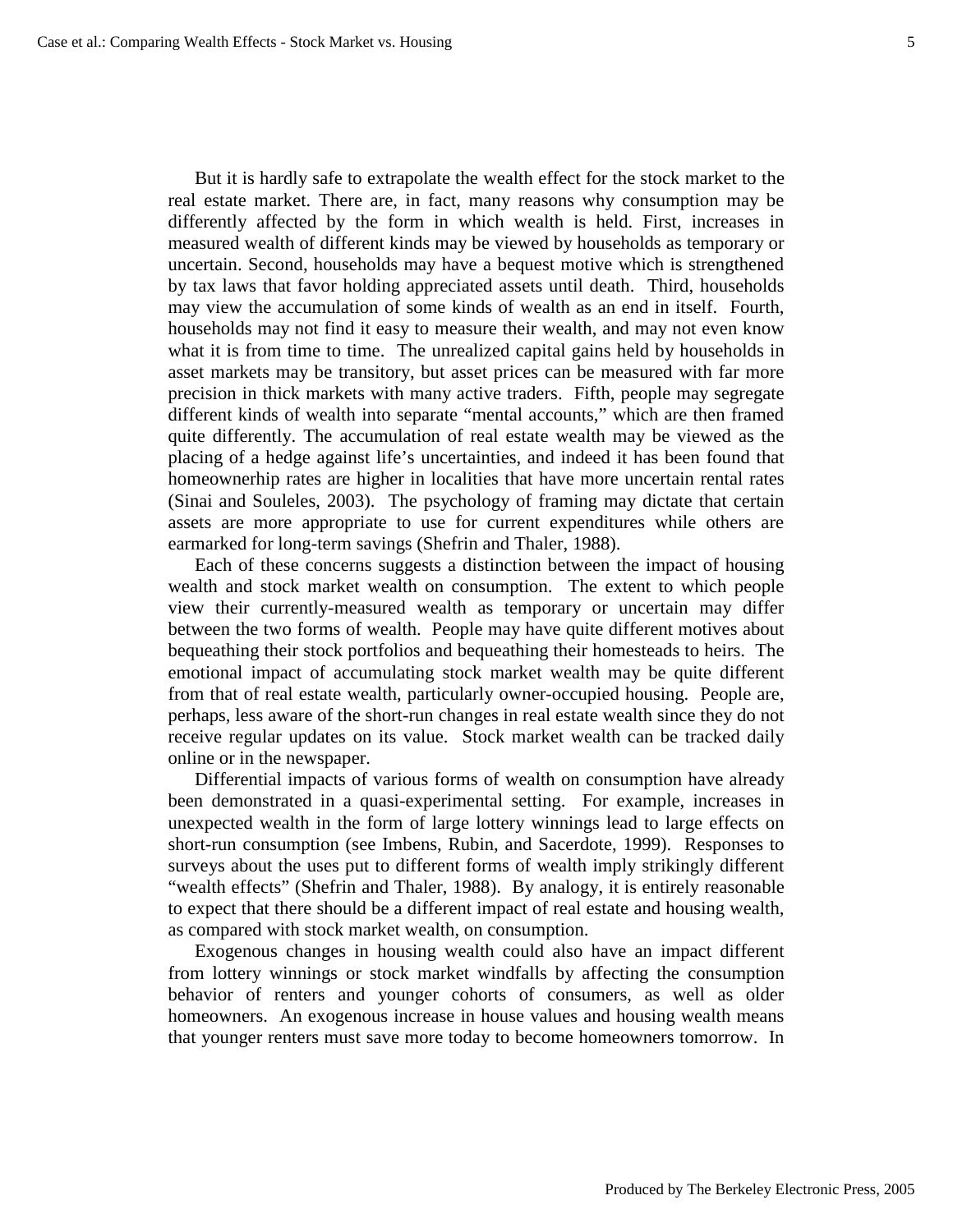But it is hardly safe to extrapolate the wealth effect for the stock market to the real estate market. There are, in fact, many reasons why consumption may be differently affected by the form in which wealth is held. First, increases in measured wealth of different kinds may be viewed by households as temporary or uncertain. Second, households may have a bequest motive which is strengthened by tax laws that favor holding appreciated assets until death. Third, households may view the accumulation of some kinds of wealth as an end in itself. Fourth, households may not find it easy to measure their wealth, and may not even know what it is from time to time. The unrealized capital gains held by households in asset markets may be transitory, but asset prices can be measured with far more precision in thick markets with many active traders. Fifth, people may segregate different kinds of wealth into separate "mental accounts," which are then framed quite differently. The accumulation of real estate wealth may be viewed as the placing of a hedge against life's uncertainties, and indeed it has been found that homeownerhip rates are higher in localities that have more uncertain rental rates (Sinai and Souleles, 2003). The psychology of framing may dictate that certain assets are more appropriate to use for current expenditures while others are earmarked for long-term savings (Shefrin and Thaler, 1988).

Each of these concerns suggests a distinction between the impact of housing wealth and stock market wealth on consumption. The extent to which people view their currently-measured wealth as temporary or uncertain may differ between the two forms of wealth. People may have quite different motives about bequeathing their stock portfolios and bequeathing their homesteads to heirs. The emotional impact of accumulating stock market wealth may be quite different from that of real estate wealth, particularly owner-occupied housing. People are, perhaps, less aware of the short-run changes in real estate wealth since they do not receive regular updates on its value. Stock market wealth can be tracked daily online or in the newspaper.

Differential impacts of various forms of wealth on consumption have already been demonstrated in a quasi-experimental setting. For example, increases in unexpected wealth in the form of large lottery winnings lead to large effects on short-run consumption (see Imbens, Rubin, and Sacerdote, 1999). Responses to surveys about the uses put to different forms of wealth imply strikingly different "wealth effects" (Shefrin and Thaler, 1988). By analogy, it is entirely reasonable to expect that there should be a different impact of real estate and housing wealth, as compared with stock market wealth, on consumption.

Exogenous changes in housing wealth could also have an impact different from lottery winnings or stock market windfalls by affecting the consumption behavior of renters and younger cohorts of consumers, as well as older homeowners. An exogenous increase in house values and housing wealth means that younger renters must save more today to become homeowners tomorrow. In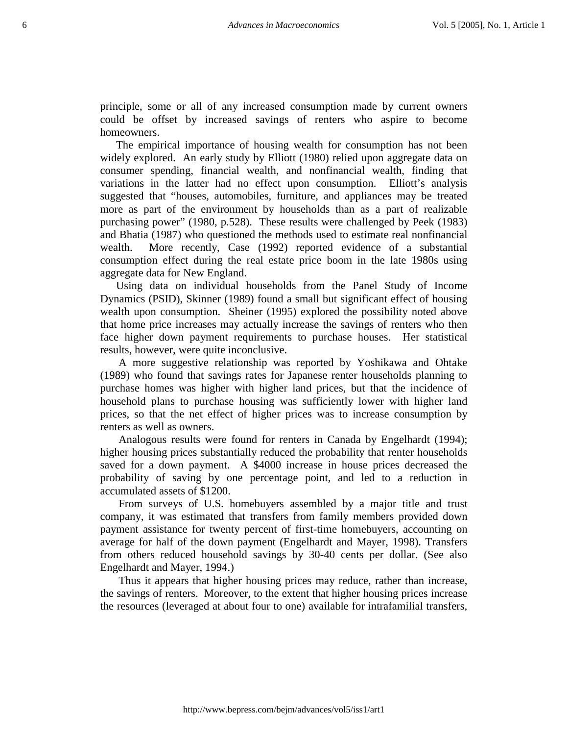principle, some or all of any increased consumption made by current owners could be offset by increased savings of renters who aspire to become homeowners.

The empirical importance of housing wealth for consumption has not been widely explored. An early study by Elliott (1980) relied upon aggregate data on consumer spending, financial wealth, and nonfinancial wealth, finding that variations in the latter had no effect upon consumption. Elliott's analysis suggested that "houses, automobiles, furniture, and appliances may be treated more as part of the environment by households than as a part of realizable purchasing power" (1980, p.528). These results were challenged by Peek (1983) and Bhatia (1987) who questioned the methods used to estimate real nonfinancial wealth. More recently, Case (1992) reported evidence of a substantial consumption effect during the real estate price boom in the late 1980s using aggregate data for New England.

Using data on individual households from the Panel Study of Income Dynamics (PSID), Skinner (1989) found a small but significant effect of housing wealth upon consumption. Sheiner (1995) explored the possibility noted above that home price increases may actually increase the savings of renters who then face higher down payment requirements to purchase houses. Her statistical results, however, were quite inconclusive.

A more suggestive relationship was reported by Yoshikawa and Ohtake (1989) who found that savings rates for Japanese renter households planning to purchase homes was higher with higher land prices, but that the incidence of household plans to purchase housing was sufficiently lower with higher land prices, so that the net effect of higher prices was to increase consumption by renters as well as owners.

Analogous results were found for renters in Canada by Engelhardt (1994); higher housing prices substantially reduced the probability that renter households saved for a down payment. A $4000 increase in house prices decreased the probability of saving by one percentage point, and led to a reduction in accumulated assets of $1200.

From surveys of U.S. homebuyers assembled by a major title and trust company, it was estimated that transfers from family members provided down payment assistance for twenty percent of first-time homebuyers, accounting on average for half of the down payment (Engelhardt and Mayer, 1998). Transfers from others reduced household savings by 30-40 cents per dollar. (See also Engelhardt and Mayer, 1994.)

Thus it appears that higher housing prices may reduce, rather than increase, the savings of renters. Moreover, to the extent that higher housing prices increase the resources (leveraged at about four to one) available for intrafamilial transfers,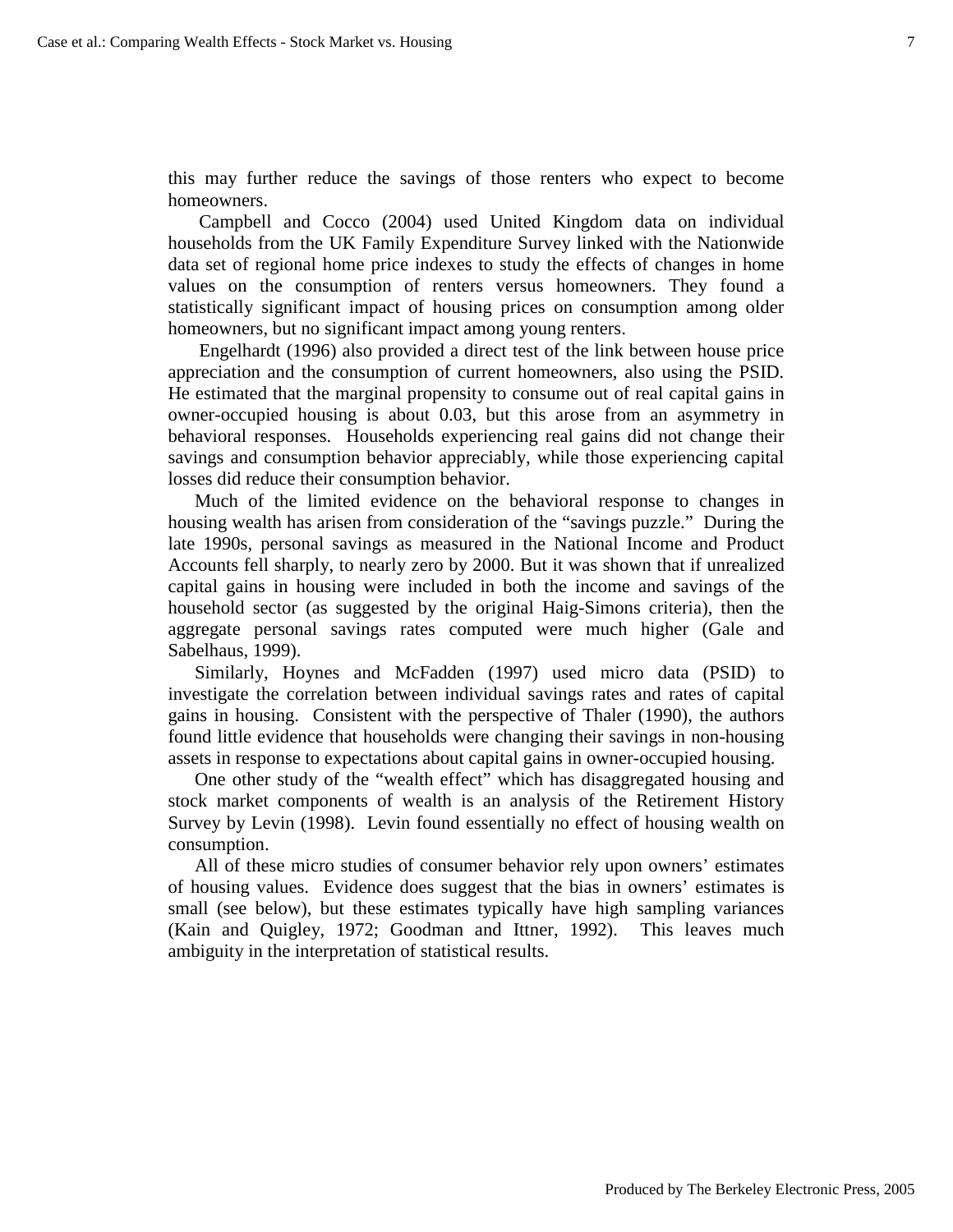this may further reduce the savings of those renters who expect to become homeowners.

Campbell and Cocco (2004) used United Kingdom data on individual households from the UK Family Expenditure Survey linked with the Nationwide data set of regional home price indexes to study the effects of changes in home values on the consumption of renters versus homeowners. They found a statistically significant impact of housing prices on consumption among older homeowners, but no significant impact among young renters.

Engelhardt (1996) also provided a direct test of the link between house price appreciation and the consumption of current homeowners, also using the PSID. He estimated that the marginal propensity to consume out of real capital gains in owner-occupied housing is about 0.03, but this arose from an asymmetry in behavioral responses. Households experiencing real gains did not change their savings and consumption behavior appreciably, while those experiencing capital losses did reduce their consumption behavior.

Much of the limited evidence on the behavioral response to changes in housing wealth has arisen from consideration of the "savings puzzle." During the late 1990s, personal savings as measured in the National Income and Product Accounts fell sharply, to nearly zero by 2000. But it was shown that if unrealized capital gains in housing were included in both the income and savings of the household sector (as suggested by the original Haig-Simons criteria), then the aggregate personal savings rates computed were much higher (Gale and Sabelhaus, 1999).

Similarly, Hoynes and McFadden (1997) used micro data (PSID) to investigate the correlation between individual savings rates and rates of capital gains in housing. Consistent with the perspective of Thaler (1990), the authors found little evidence that households were changing their savings in non-housing assets in response to expectations about capital gains in owner-occupied housing.

One other study of the "wealth effect" which has disaggregated housing and stock market components of wealth is an analysis of the Retirement History Survey by Levin (1998). Levin found essentially no effect of housing wealth on consumption.

All of these micro studies of consumer behavior rely upon owners' estimates of housing values. Evidence does suggest that the bias in owners' estimates is small (see below), but these estimates typically have high sampling variances (Kain and Quigley, 1972; Goodman and Ittner, 1992). This leaves much ambiguity in the interpretation of statistical results.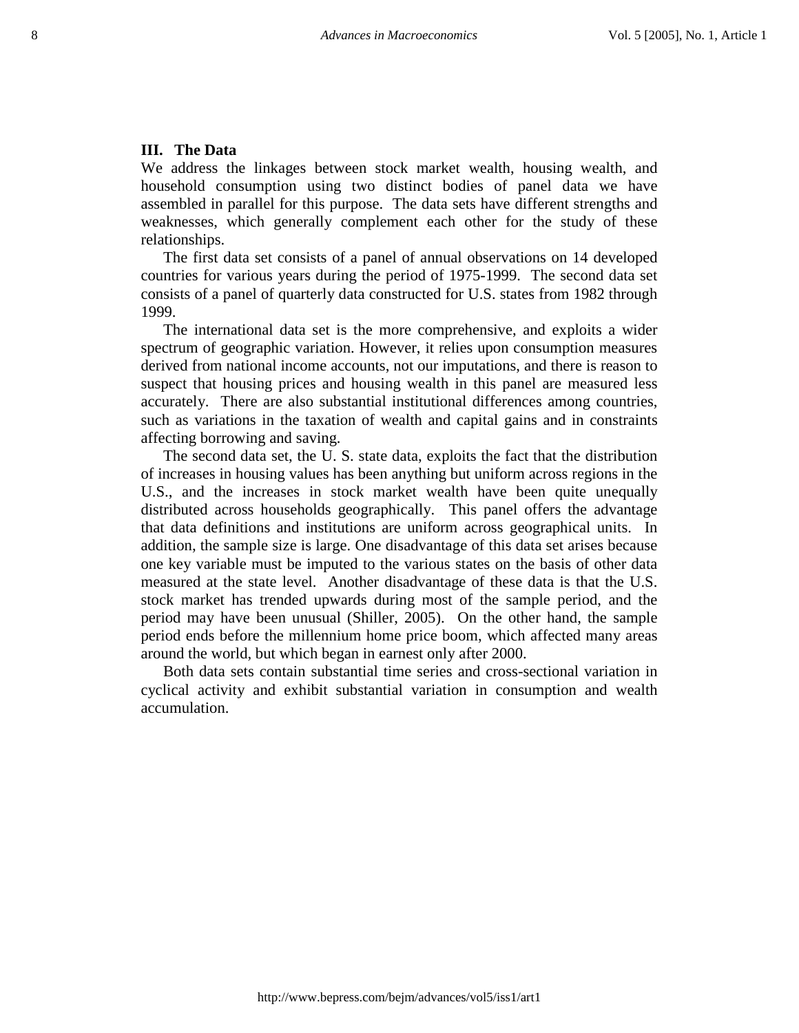## III. The Data

We address the linkages between stock market wealth, housing wealth, and household consumption using two distinct bodies of panel data we have assembled in parallel for this purpose. The data sets have different strengths and weaknesses, which generally complement each other for the study of these relationships.

The first data set consists of a panel of annual observations on 14 developed countries for various years during the period of 1975-1999. The second data set consists of a panel of quarterly data constructed for U.S. states from 1982 through 1999.

The international data set is the more comprehensive, and exploits a wider spectrum of geographic variation. However, it relies upon consumption measures derived from national income accounts, not our imputations, and there is reason to suspect that housing prices and housing wealth in this panel are measured less accurately. There are also substantial institutional differences among countries, such as variations in the taxation of wealth and capital gains and in constraints affecting borrowing and saving.

The second data set, the U. S. state data, exploits the fact that the distribution of increases in housing values has been anything but uniform across regions in the U.S., and the increases in stock market wealth have been quite unequally distributed across households geographically. This panel offers the advantage that data definitions and institutions are uniform across geographical units. In addition, the sample size is large. One disadvantage of this data set arises because one key variable must be imputed to the various states on the basis of other data measured at the state level. Another disadvantage of these data is that the U.S. stock market has trended upwards during most of the sample period, and the period may have been unusual (Shiller, 2005). On the other hand, the sample period ends before the millennium home price boom, which affected many areas around the world, but which began in earnest only after 2000.

Both data sets contain substantial time series and cross-sectional variation in cyclical activity and exhibit substantial variation in consumption and wealth accumulation.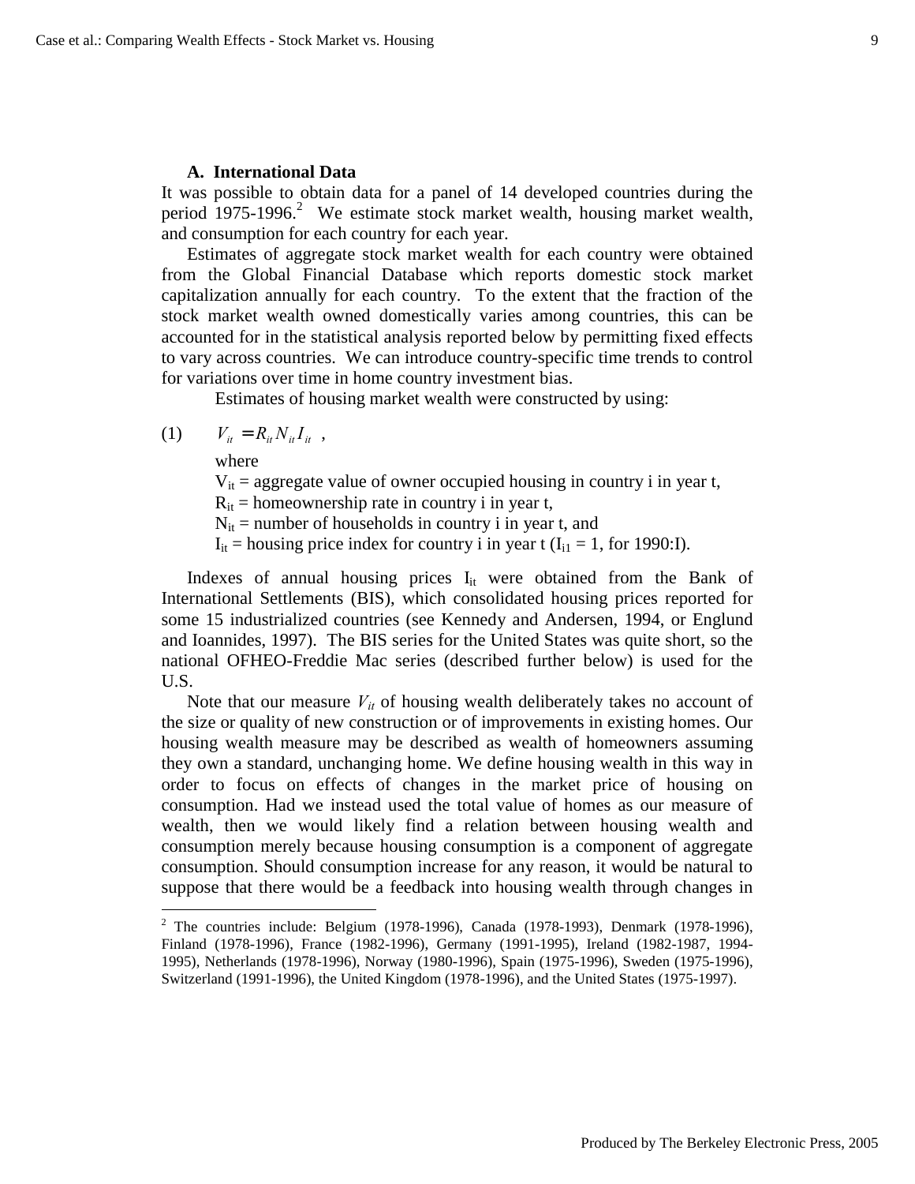### A. International Data

It was possible to obtain data for a panel of 14 developed countries during the period 1975-1996.[2] We estimate stock market wealth, housing market wealth, and consumption for each country for each year.

Estimates of aggregate stock market wealth for each country were obtained from the Global Financial Database which reports domestic stock market capitalization annually for each country. To the extent that the fraction of the stock market wealth owned domestically varies among countries, this can be accounted for in the statistical analysis reported below by permitting fixed effects to vary across countries. We can introduce country-specific time trends to control for variations over time in home country investment bias.

Estimates of housing market wealth were constructed by using:

$$V_{it} = R_{it} N_{it} I_{it} \quad , \tag{1}$$

where

$V_{it}$ = aggregate value of owner occupied housing in country i in year t,

$R_{it}$ = homeownership rate in country i in year t,

$N_{it}$ = number of households in country i in year t, and

$I_{it}$ = housing price index for country i in year t ($I_{i1}$ = 1, for 1990:I).

Indexes of annual housing prices $I_{it}$ were obtained from the Bank of International Settlements (BIS), which consolidated housing prices reported for some 15 industrialized countries (see Kennedy and Andersen, 1994, or Englund and Ioannides, 1997). The BIS series for the United States was quite short, so the national OFHEO-Freddie Mac series (described further below) is used for the U.S.

Note that our measure $V_{it}$ of housing wealth deliberately takes no account of the size or quality of new construction or of improvements in existing homes. Our housing wealth measure may be described as wealth of homeowners assuming they own a standard, unchanging home. We define housing wealth in this way in order to focus on effects of changes in the market price of housing on consumption. Had we instead used the total value of homes as our measure of wealth, then we would likely find a relation between housing wealth and consumption merely because housing consumption is a component of aggregate consumption. Should consumption increase for any reason, it would be natural to suppose that there would be a feedback into housing wealth through changes in

[2] The countries include: Belgium (1978-1996), Canada (1978-1993), Denmark (1978-1996), Finland (1978-1996), France (1982-1996), Germany (1991-1995), Ireland (1982-1987, 1994-1995), Netherlands (1978-1996), Norway (1980-1996), Spain (1975-1996), Sweden (1975-1996), Switzerland (1991-1996), the United Kingdom (1978-1996), and the United States (1975-1997).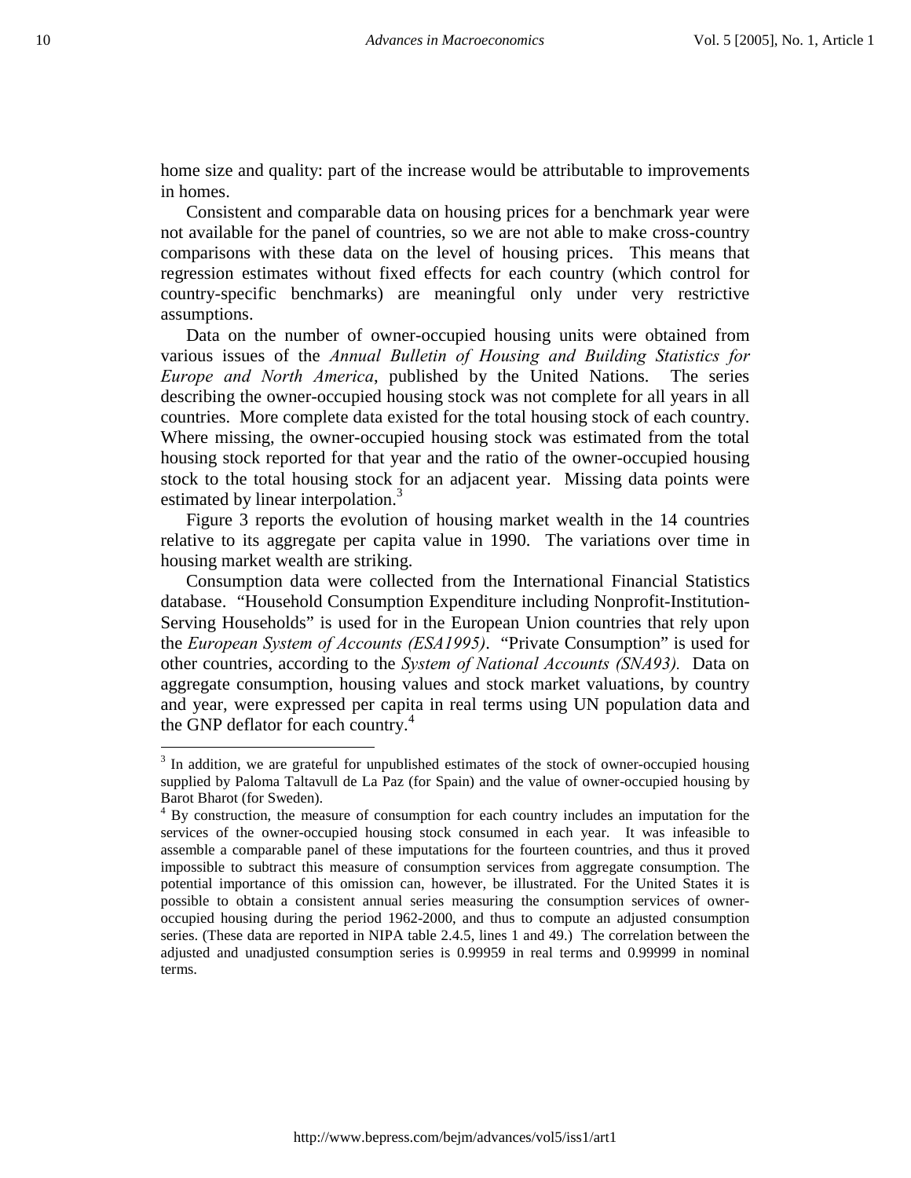home size and quality: part of the increase would be attributable to improvements in homes.

Consistent and comparable data on housing prices for a benchmark year were not available for the panel of countries, so we are not able to make cross-country comparisons with these data on the level of housing prices. This means that regression estimates without fixed effects for each country (which control for country-specific benchmarks) are meaningful only under very restrictive assumptions.

Data on the number of owner-occupied housing units were obtained from various issues of the *Annual Bulletin of Housing and Building Statistics for Europe and North America*, published by the United Nations. The series describing the owner-occupied housing stock was not complete for all years in all countries. More complete data existed for the total housing stock of each country. Where missing, the owner-occupied housing stock was estimated from the total housing stock reported for that year and the ratio of the owner-occupied housing stock to the total housing stock for an adjacent year. Missing data points were estimated by linear interpolation.[3]

Figure 3 reports the evolution of housing market wealth in the 14 countries relative to its aggregate per capita value in 1990. The variations over time in housing market wealth are striking.

Consumption data were collected from the International Financial Statistics database. "Household Consumption Expenditure including Nonprofit-Institution-Serving Households" is used for in the European Union countries that rely upon the *European System of Accounts (ESA1995)*. "Private Consumption" is used for other countries, according to the *System of National Accounts (SNA93).* Data on aggregate consumption, housing values and stock market valuations, by country and year, were expressed per capita in real terms using UN population data and the GNP deflator for each country.[4]

---

[3] In addition, we are grateful for unpublished estimates of the stock of owner-occupied housing supplied by Paloma Taltavull de La Paz (for Spain) and the value of owner-occupied housing by Barot Bharot (for Sweden).

[4] By construction, the measure of consumption for each country includes an imputation for the services of the owner-occupied housing stock consumed in each year. It was infeasible to assemble a comparable panel of these imputations for the fourteen countries, and thus it proved impossible to subtract this measure of consumption services from aggregate consumption. The potential importance of this omission can, however, be illustrated. For the United States it is possible to obtain a consistent annual series measuring the consumption services of owner-occupied housing during the period 1962-2000, and thus to compute an adjusted consumption series. (These data are reported in NIPA table 2.4.5, lines 1 and 49.) The correlation between the adjusted and unadjusted consumption series is 0.99959 in real terms and 0.99999 in nominal terms.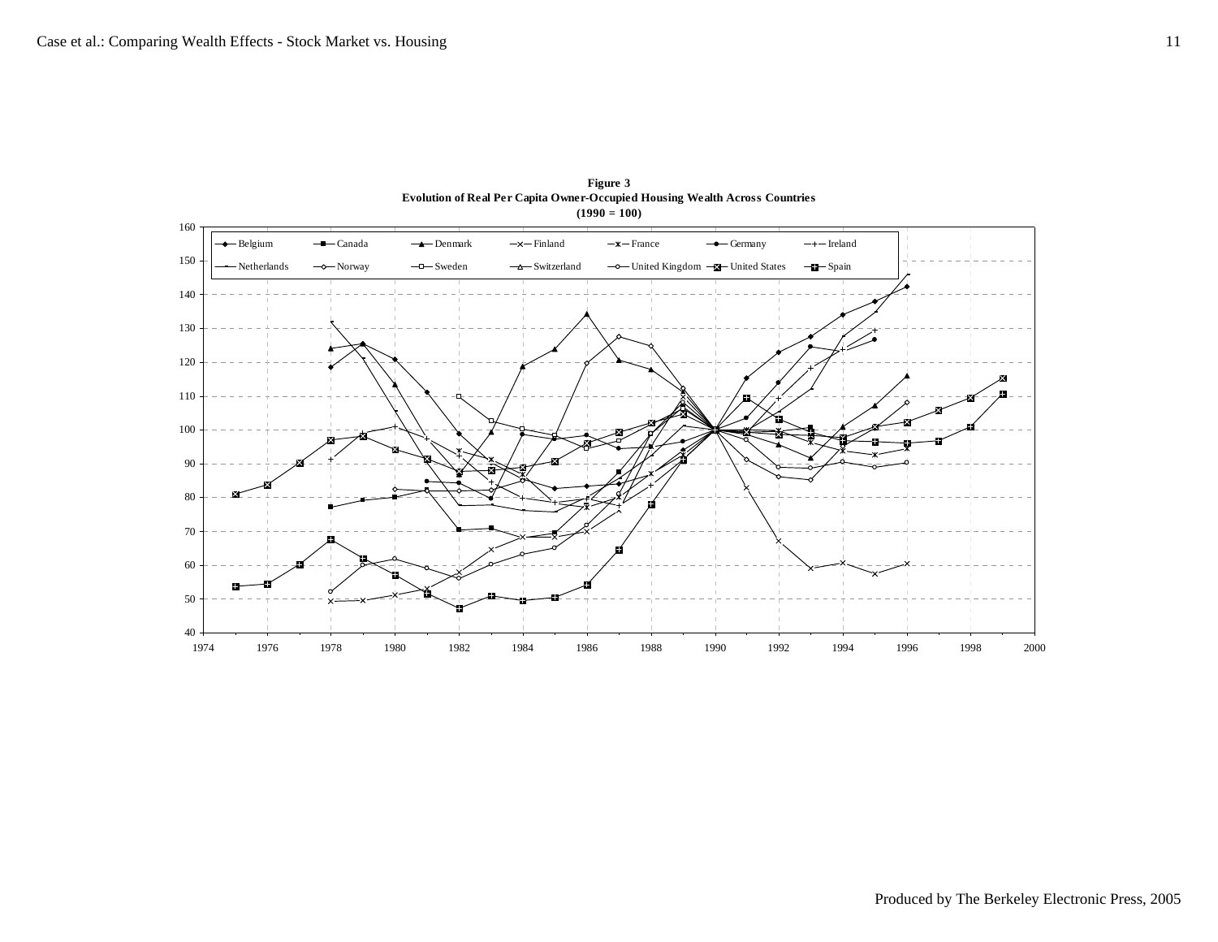**Figure 3**
**Evolution of Real Per Capita Owner-Occupied Housing Wealth Across Countries**
**(1990 = 100)**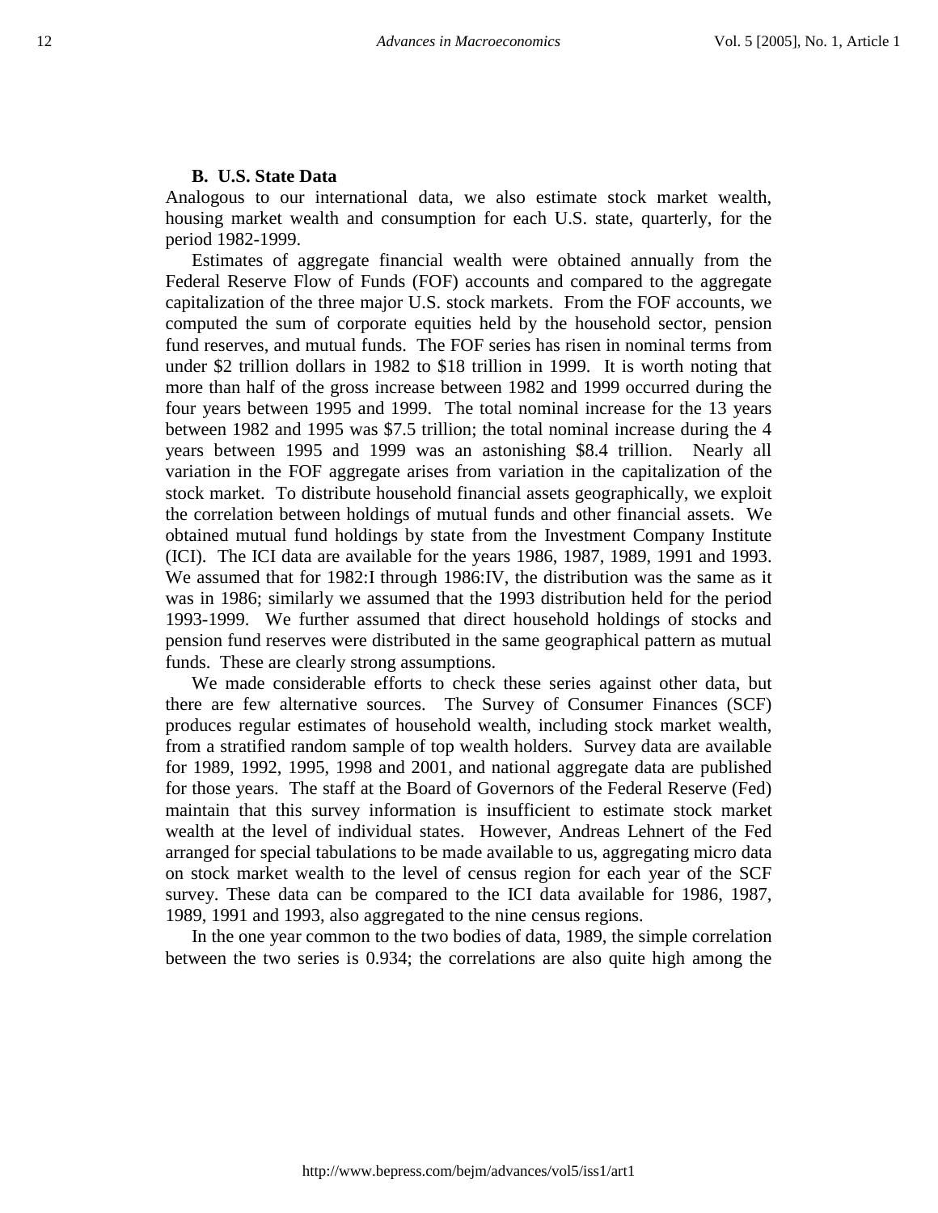### B. U.S. State Data

Analogous to our international data, we also estimate stock market wealth, housing market wealth and consumption for each U.S. state, quarterly, for the period 1982-1999.

Estimates of aggregate financial wealth were obtained annually from the Federal Reserve Flow of Funds (FOF) accounts and compared to the aggregate capitalization of the three major U.S. stock markets. From the FOF accounts, we computed the sum of corporate equities held by the household sector, pension fund reserves, and mutual funds. The FOF series has risen in nominal terms from under $2 trillion dollars in 1982 to $18 trillion in 1999. It is worth noting that more than half of the gross increase between 1982 and 1999 occurred during the four years between 1995 and 1999. The total nominal increase for the 13 years between 1982 and 1995 was $7.5 trillion; the total nominal increase during the 4 years between 1995 and 1999 was an astonishing $8.4 trillion. Nearly all variation in the FOF aggregate arises from variation in the capitalization of the stock market. To distribute household financial assets geographically, we exploit the correlation between holdings of mutual funds and other financial assets. We obtained mutual fund holdings by state from the Investment Company Institute (ICI). The ICI data are available for the years 1986, 1987, 1989, 1991 and 1993. We assumed that for 1982:I through 1986:IV, the distribution was the same as it was in 1986; similarly we assumed that the 1993 distribution held for the period 1993-1999. We further assumed that direct household holdings of stocks and pension fund reserves were distributed in the same geographical pattern as mutual funds. These are clearly strong assumptions.

We made considerable efforts to check these series against other data, but there are few alternative sources. The Survey of Consumer Finances (SCF) produces regular estimates of household wealth, including stock market wealth, from a stratified random sample of top wealth holders. Survey data are available for 1989, 1992, 1995, 1998 and 2001, and national aggregate data are published for those years. The staff at the Board of Governors of the Federal Reserve (Fed) maintain that this survey information is insufficient to estimate stock market wealth at the level of individual states. However, Andreas Lehnert of the Fed arranged for special tabulations to be made available to us, aggregating micro data on stock market wealth to the level of census region for each year of the SCF survey. These data can be compared to the ICI data available for 1986, 1987, 1989, 1991 and 1993, also aggregated to the nine census regions.

In the one year common to the two bodies of data, 1989, the simple correlation between the two series is 0.934; the correlations are also quite high among the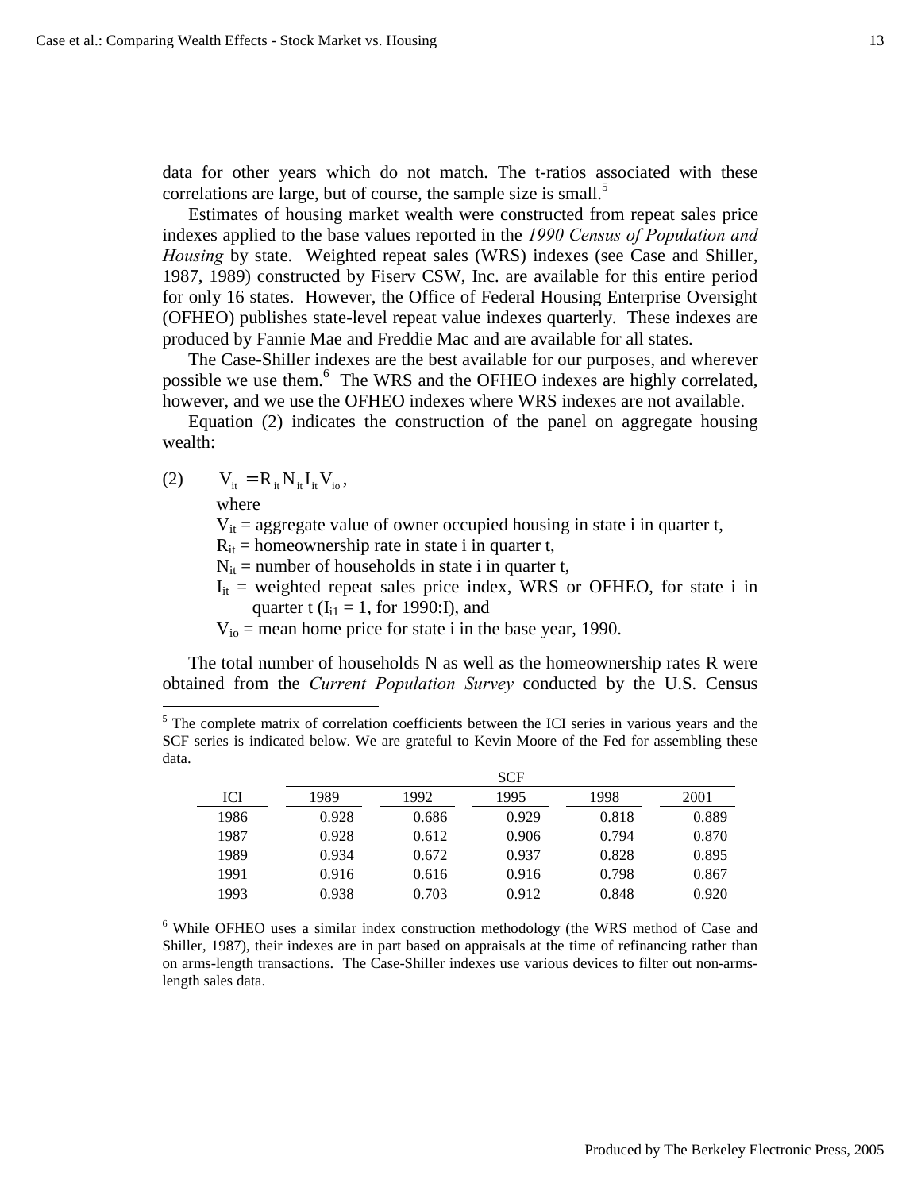data for other years which do not match. The t-ratios associated with these correlations are large, but of course, the sample size is small.[5]

Estimates of housing market wealth were constructed from repeat sales price indexes applied to the base values reported in the *1990 Census of Population and Housing* by state. Weighted repeat sales (WRS) indexes (see Case and Shiller, 1987, 1989) constructed by Fiserv CSW, Inc. are available for this entire period for only 16 states. However, the Office of Federal Housing Enterprise Oversight (OFHEO) publishes state-level repeat value indexes quarterly. These indexes are produced by Fannie Mae and Freddie Mac and are available for all states.

The Case-Shiller indexes are the best available for our purposes, and wherever possible we use them.[6] The WRS and the OFHEO indexes are highly correlated, however, and we use the OFHEO indexes where WRS indexes are not available.

Equation (2) indicates the construction of the panel on aggregate housing wealth:

$$V_{it} = R_{it} N_{it} I_{it} V_{io}, \tag{2}$$

where

$V_{it}$ = aggregate value of owner occupied housing in state i in quarter t,

$R_{it}$ = homeownership rate in state i in quarter t,

$N_{it}$ = number of households in state i in quarter t,

$I_{it}$ = weighted repeat sales price index, WRS or OFHEO, for state i in quarter t ($I_{i1} = 1$, for 1990:I), and

$V_{io}$ = mean home price for state i in the base year, 1990.

The total number of households N as well as the homeownership rates R were obtained from the *Current Population Survey* conducted by the U.S. Census

---

[5] The complete matrix of correlation coefficients between the ICI series in various years and the SCF series is indicated below. We are grateful to Kevin Moore of the Fed for assembling these data.

| | SCF | | | | |
|---|---|---|---|---|---|
| ICI | 1989 | 1992 | 1995 | 1998 | 2001 |
| 1986 | 0.928 | 0.686 | 0.929 | 0.818 | 0.889 |
| 1987 | 0.928 | 0.612 | 0.906 | 0.794 | 0.870 |
| 1989 | 0.934 | 0.672 | 0.937 | 0.828 | 0.895 |
| 1991 | 0.916 | 0.616 | 0.916 | 0.798 | 0.867 |
| 1993 | 0.938 | 0.703 | 0.912 | 0.848 | 0.920 |

[6] While OFHEO uses a similar index construction methodology (the WRS method of Case and Shiller, 1987), their indexes are in part based on appraisals at the time of refinancing rather than on arms-length transactions. The Case-Shiller indexes use various devices to filter out non-arms-length sales data.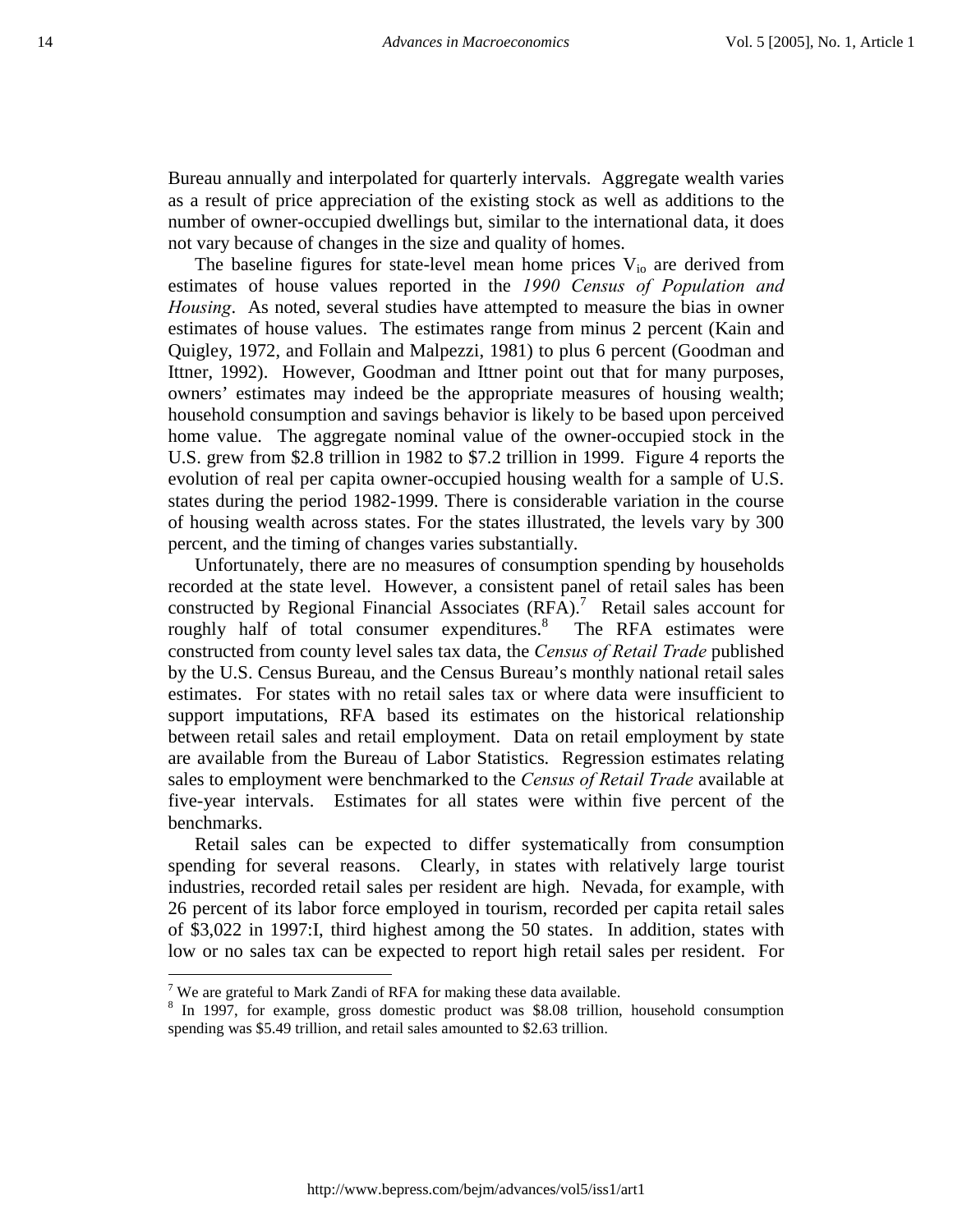Bureau annually and interpolated for quarterly intervals. Aggregate wealth varies as a result of price appreciation of the existing stock as well as additions to the number of owner-occupied dwellings but, similar to the international data, it does not vary because of changes in the size and quality of homes.

The baseline figures for state-level mean home prices $V_{io}$ are derived from estimates of house values reported in the *1990 Census of Population and Housing*. As noted, several studies have attempted to measure the bias in owner estimates of house values. The estimates range from minus 2 percent (Kain and Quigley, 1972, and Follain and Malpezzi, 1981) to plus 6 percent (Goodman and Ittner, 1992). However, Goodman and Ittner point out that for many purposes, owners' estimates may indeed be the appropriate measures of housing wealth; household consumption and savings behavior is likely to be based upon perceived home value. The aggregate nominal value of the owner-occupied stock in the U.S. grew from \$2.8 trillion in 1982 to \$7.2 trillion in 1999. Figure 4 reports the evolution of real per capita owner-occupied housing wealth for a sample of U.S. states during the period 1982-1999. There is considerable variation in the course of housing wealth across states. For the states illustrated, the levels vary by 300 percent, and the timing of changes varies substantially.

Unfortunately, there are no measures of consumption spending by households recorded at the state level. However, a consistent panel of retail sales has been constructed by Regional Financial Associates (RFA).[7] Retail sales account for roughly half of total consumer expenditures.[8] The RFA estimates were constructed from county level sales tax data, the *Census of Retail Trade* published by the U.S. Census Bureau, and the Census Bureau's monthly national retail sales estimates. For states with no retail sales tax or where data were insufficient to support imputations, RFA based its estimates on the historical relationship between retail sales and retail employment. Data on retail employment by state are available from the Bureau of Labor Statistics. Regression estimates relating sales to employment were benchmarked to the *Census of Retail Trade* available at five-year intervals. Estimates for all states were within five percent of the benchmarks.

Retail sales can be expected to differ systematically from consumption spending for several reasons. Clearly, in states with relatively large tourist industries, recorded retail sales per resident are high. Nevada, for example, with 26 percent of its labor force employed in tourism, recorded per capita retail sales of \$3,022 in 1997:I, third highest among the 50 states. In addition, states with low or no sales tax can be expected to report high retail sales per resident. For

---

[7] We are grateful to Mark Zandi of RFA for making these data available.

[8] In 1997, for example, gross domestic product was \$8.08 trillion, household consumption spending was \$5.49 trillion, and retail sales amounted to \$2.63 trillion.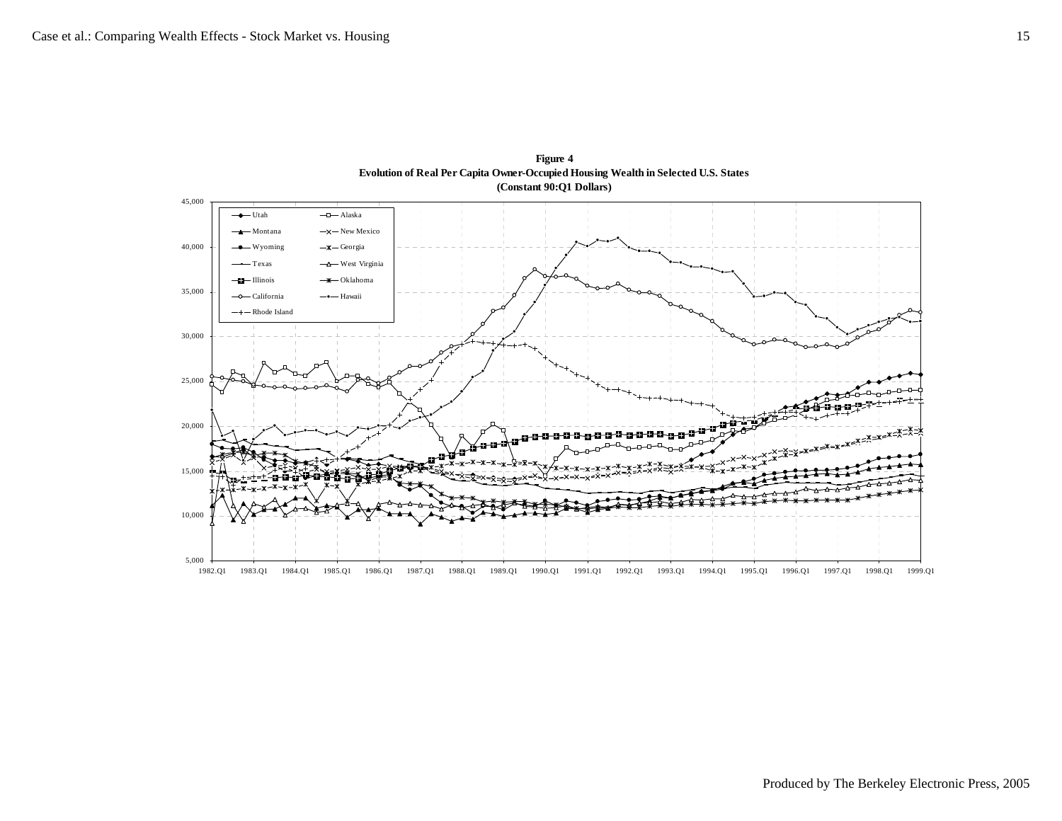**Figure 4**
**Evolution of Real Per Capita Owner-Occupied Housing Wealth in Selected U.S. States**
**(Constant 90:Q1 Dollars)**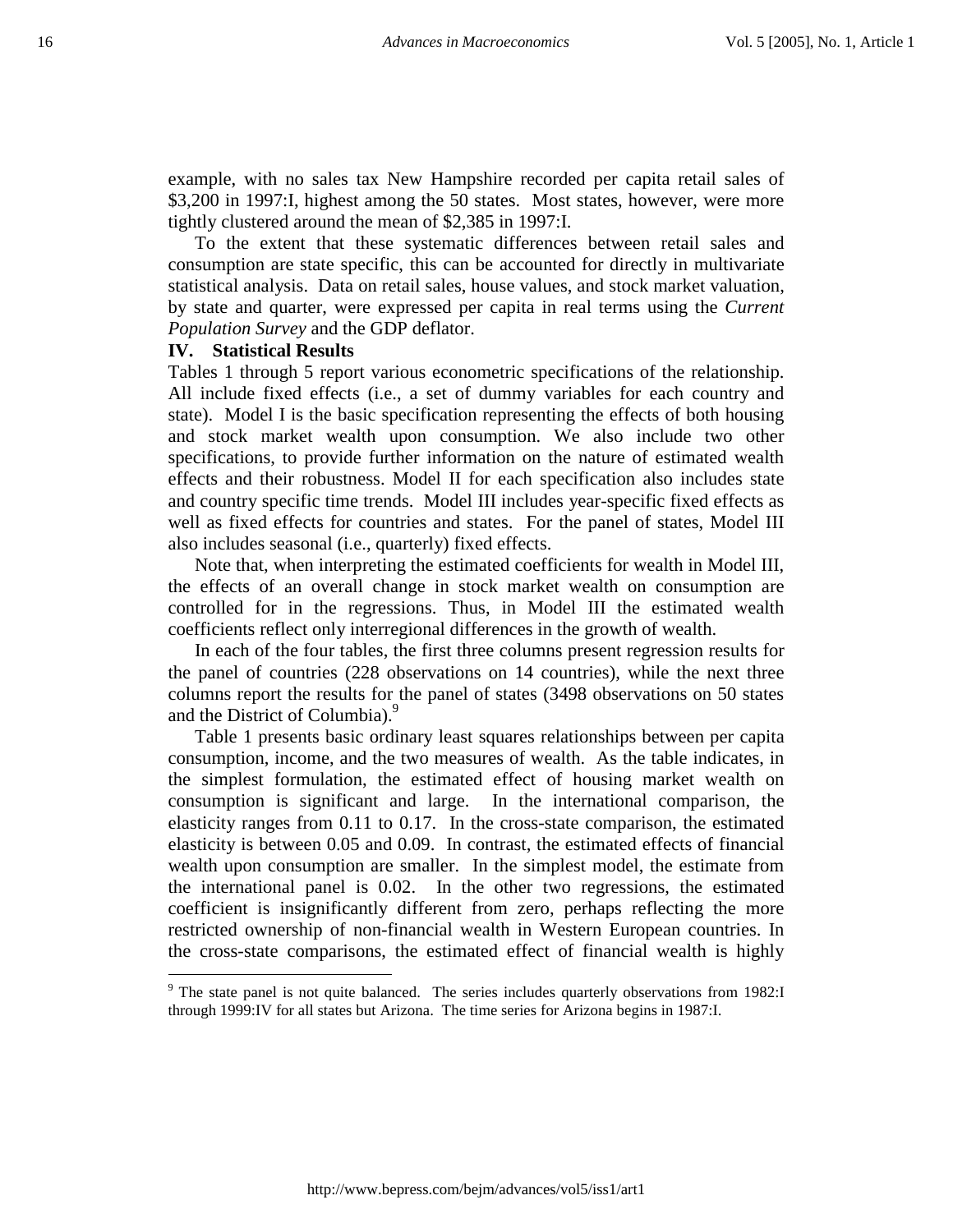example, with no sales tax New Hampshire recorded per capita retail sales of $3,200 in 1997:I, highest among the 50 states. Most states, however, were more tightly clustered around the mean of $2,385 in 1997:I.

To the extent that these systematic differences between retail sales and consumption are state specific, this can be accounted for directly in multivariate statistical analysis. Data on retail sales, house values, and stock market valuation, by state and quarter, were expressed per capita in real terms using the *Current Population Survey* and the GDP deflator.

## IV. Statistical Results

Tables 1 through 5 report various econometric specifications of the relationship. All include fixed effects (i.e., a set of dummy variables for each country and state). Model I is the basic specification representing the effects of both housing and stock market wealth upon consumption. We also include two other specifications, to provide further information on the nature of estimated wealth effects and their robustness. Model II for each specification also includes state and country specific time trends. Model III includes year-specific fixed effects as well as fixed effects for countries and states. For the panel of states, Model III also includes seasonal (i.e., quarterly) fixed effects.

Note that, when interpreting the estimated coefficients for wealth in Model III, the effects of an overall change in stock market wealth on consumption are controlled for in the regressions. Thus, in Model III the estimated wealth coefficients reflect only interregional differences in the growth of wealth.

In each of the four tables, the first three columns present regression results for the panel of countries (228 observations on 14 countries), while the next three columns report the results for the panel of states (3498 observations on 50 states and the District of Columbia).[9]

Table 1 presents basic ordinary least squares relationships between per capita consumption, income, and the two measures of wealth. As the table indicates, in the simplest formulation, the estimated effect of housing market wealth on consumption is significant and large. In the international comparison, the elasticity ranges from 0.11 to 0.17. In the cross-state comparison, the estimated elasticity is between 0.05 and 0.09. In contrast, the estimated effects of financial wealth upon consumption are smaller. In the simplest model, the estimate from the international panel is 0.02. In the other two regressions, the estimated coefficient is insignificantly different from zero, perhaps reflecting the more restricted ownership of non-financial wealth in Western European countries. In the cross-state comparisons, the estimated effect of financial wealth is highly

[9] The state panel is not quite balanced. The series includes quarterly observations from 1982:I through 1999:IV for all states but Arizona. The time series for Arizona begins in 1987:I.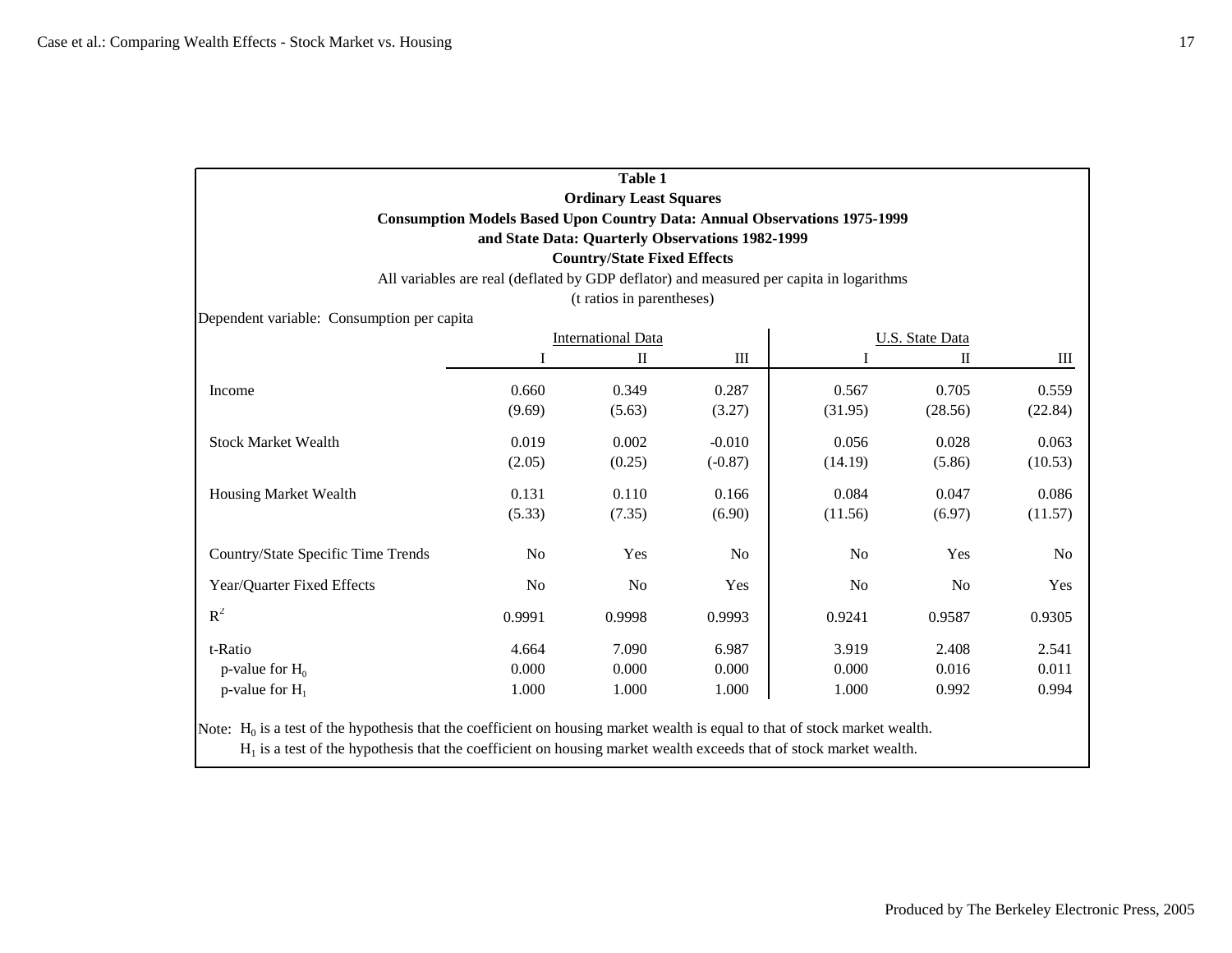**Table 1**

**Ordinary Least Squares**

**Consumption Models Based Upon Country Data: Annual Observations 1975-1999**

**and State Data: Quarterly Observations 1982-1999**

**Country/State Fixed Effects**

All variables are real (deflated by GDP deflator) and measured per capita in logarithms

(t ratios in parentheses)

Dependent variable: Consumption per capita

| | International Data | | | U.S. State Data | | |
|---|---|---|---|---|---|---|
| | I | II | III | I | II | III |
| Income | 0.660 | 0.349 | 0.287 | 0.567 | 0.705 | 0.559 |
| | (9.69) | (5.63) | (3.27) | (31.95) | (28.56) | (22.84) |
| Stock Market Wealth | 0.019 | 0.002 | -0.010 | 0.056 | 0.028 | 0.063 |
| | (2.05) | (0.25) | (-0.87) | (14.19) | (5.86) | (10.53) |
| Housing Market Wealth | 0.131 | 0.110 | 0.166 | 0.084 | 0.047 | 0.086 |
| | (5.33) | (7.35) | (6.90) | (11.56) | (6.97) | (11.57) |
| Country/State Specific Time Trends | No | Yes | No | No | Yes | No |
| Year/Quarter Fixed Effects | No | No | Yes | No | No | Yes |
| $R^2$ | 0.9991 | 0.9998 | 0.9993 | 0.9241 | 0.9587 | 0.9305 |
| t-Ratio | 4.664 | 7.090 | 6.987 | 3.919 | 2.408 | 2.541 |
| p-value for $H_0$ | 0.000 | 0.000 | 0.000 | 0.000 | 0.016 | 0.011 |
| p-value for $H_1$ | 1.000 | 1.000 | 1.000 | 1.000 | 0.992 | 0.994 |

Note: $H_0$ is a test of the hypothesis that the coefficient on housing market wealth is equal to that of stock market wealth.
$H_1$ is a test of the hypothesis that the coefficient on housing market wealth exceeds that of stock market wealth.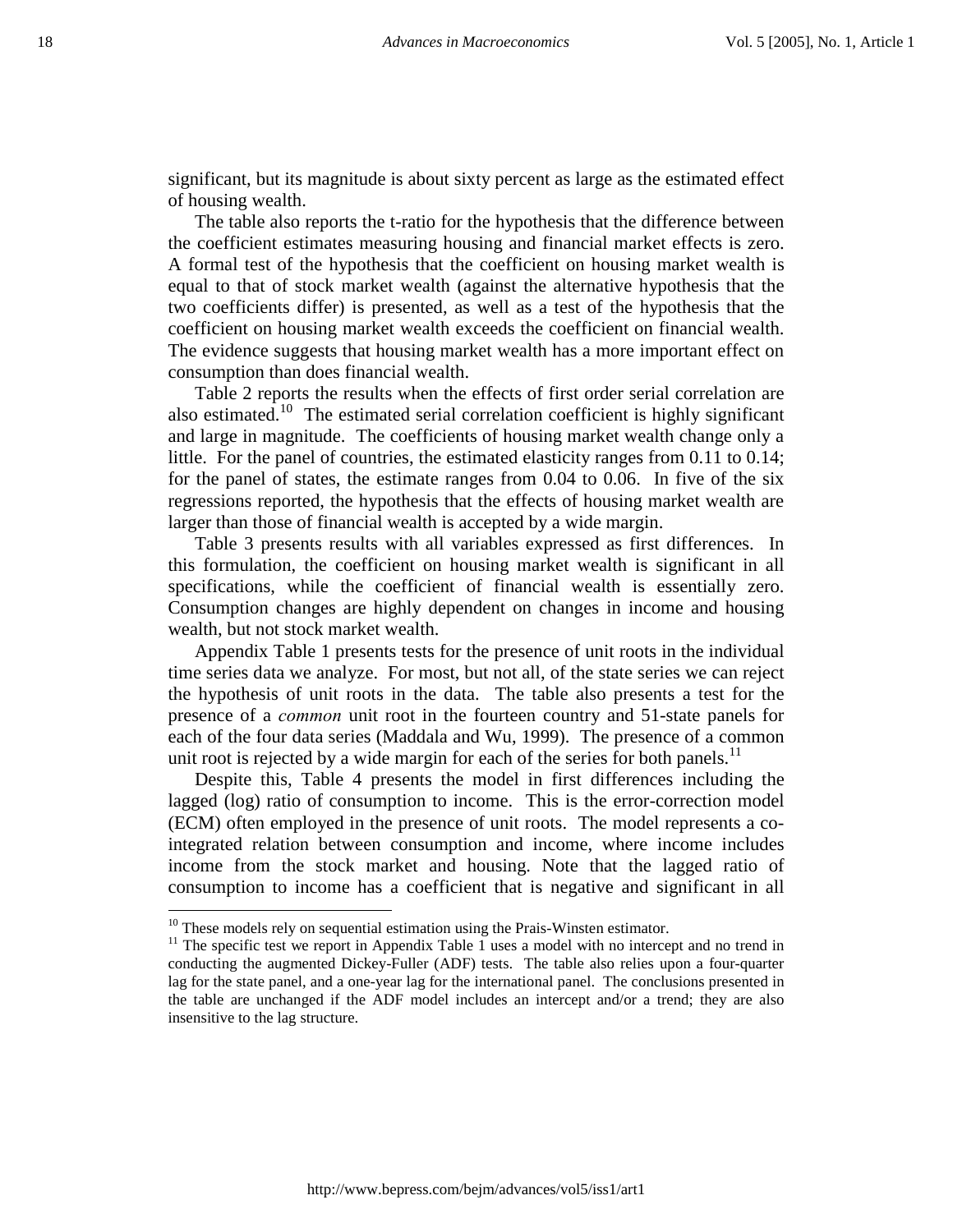significant, but its magnitude is about sixty percent as large as the estimated effect of housing wealth.

The table also reports the t-ratio for the hypothesis that the difference between the coefficient estimates measuring housing and financial market effects is zero. A formal test of the hypothesis that the coefficient on housing market wealth is equal to that of stock market wealth (against the alternative hypothesis that the two coefficients differ) is presented, as well as a test of the hypothesis that the coefficient on housing market wealth exceeds the coefficient on financial wealth. The evidence suggests that housing market wealth has a more important effect on consumption than does financial wealth.

Table 2 reports the results when the effects of first order serial correlation are also estimated.[10] The estimated serial correlation coefficient is highly significant and large in magnitude. The coefficients of housing market wealth change only a little. For the panel of countries, the estimated elasticity ranges from 0.11 to 0.14; for the panel of states, the estimate ranges from 0.04 to 0.06. In five of the six regressions reported, the hypothesis that the effects of housing market wealth are larger than those of financial wealth is accepted by a wide margin.

Table 3 presents results with all variables expressed as first differences. In this formulation, the coefficient on housing market wealth is significant in all specifications, while the coefficient of financial wealth is essentially zero. Consumption changes are highly dependent on changes in income and housing wealth, but not stock market wealth.

Appendix Table 1 presents tests for the presence of unit roots in the individual time series data we analyze. For most, but not all, of the state series we can reject the hypothesis of unit roots in the data. The table also presents a test for the presence of a *common* unit root in the fourteen country and 51-state panels for each of the four data series (Maddala and Wu, 1999). The presence of a common unit root is rejected by a wide margin for each of the series for both panels.[11]

Despite this, Table 4 presents the model in first differences including the lagged (log) ratio of consumption to income. This is the error-correction model (ECM) often employed in the presence of unit roots. The model represents a co-integrated relation between consumption and income, where income includes income from the stock market and housing. Note that the lagged ratio of consumption to income has a coefficient that is negative and significant in all

---

[10] These models rely on sequential estimation using the Prais-Winsten estimator.

[11] The specific test we report in Appendix Table 1 uses a model with no intercept and no trend in conducting the augmented Dickey-Fuller (ADF) tests. The table also relies upon a four-quarter lag for the state panel, and a one-year lag for the international panel. The conclusions presented in the table are unchanged if the ADF model includes an intercept and/or a trend; they are also insensitive to the lag structure.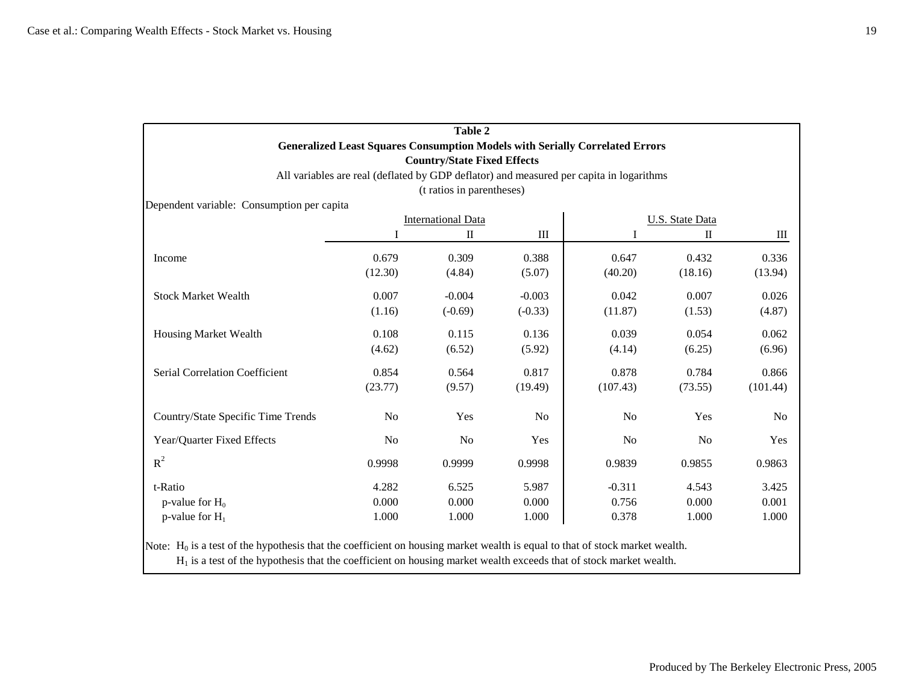**Table 2**

**Generalized Least Squares Consumption Models with Serially Correlated Errors**

**Country/State Fixed Effects**

All variables are real (deflated by GDP deflator) and measured per capita in logarithms

(t ratios in parentheses)

Dependent variable: Consumption per capita

| | International Data | | | U.S. State Data | | |
|---|---|---|---|---|---|---|
| | I | II | III | I | II | III |
| Income | 0.679 | 0.309 | 0.388 | 0.647 | 0.432 | 0.336 |
| | (12.30) | (4.84) | (5.07) | (40.20) | (18.16) | (13.94) |
| Stock Market Wealth | 0.007 | -0.004 | -0.003 | 0.042 | 0.007 | 0.026 |
| | (1.16) | (-0.69) | (-0.33) | (11.87) | (1.53) | (4.87) |
| Housing Market Wealth | 0.108 | 0.115 | 0.136 | 0.039 | 0.054 | 0.062 |
| | (4.62) | (6.52) | (5.92) | (4.14) | (6.25) | (6.96) |
| Serial Correlation Coefficient | 0.854 | 0.564 | 0.817 | 0.878 | 0.784 | 0.866 |
| | (23.77) | (9.57) | (19.49) | (107.43) | (73.55) | (101.44) |
| Country/State Specific Time Trends | No | Yes | No | No | Yes | No |
| Year/Quarter Fixed Effects | No | No | Yes | No | No | Yes |
| $R^2$ | 0.9998 | 0.9999 | 0.9998 | 0.9839 | 0.9855 | 0.9863 |
| t-Ratio | 4.282 | 6.525 | 5.987 | -0.311 | 4.543 | 3.425 |
| p-value for $H_0$ | 0.000 | 0.000 | 0.000 | 0.756 | 0.000 | 0.001 |
| p-value for $H_1$ | 1.000 | 1.000 | 1.000 | 0.378 | 1.000 | 1.000 |

Note: $H_0$ is a test of the hypothesis that the coefficient on housing market wealth is equal to that of stock market wealth.
$H_1$ is a test of the hypothesis that the coefficient on housing market wealth exceeds that of stock market wealth.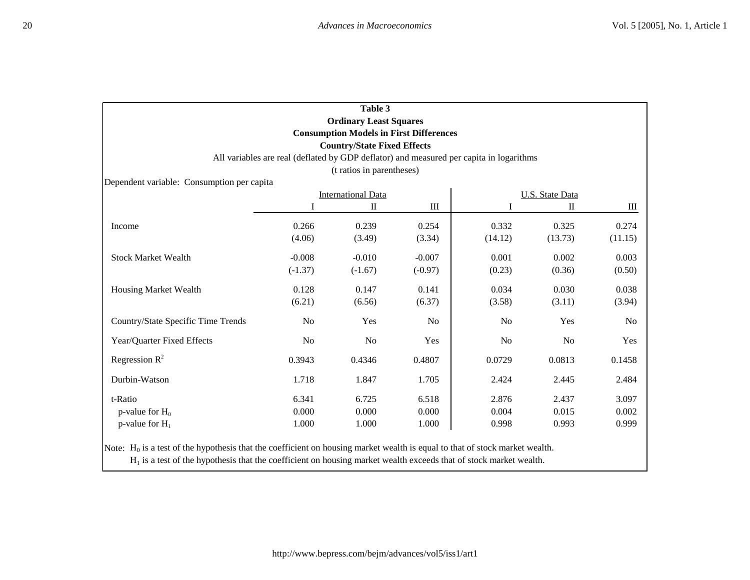**Table 3**
**Ordinary Least Squares**
**Consumption Models in First Differences**
**Country/State Fixed Effects**

All variables are real (deflated by GDP deflator) and measured per capita in logarithms

(t ratios in parentheses)

Dependent variable: Consumption per capita

| | International Data | | | U.S. State Data | | |
|---|---|---|---|---|---|---|
| | I | II | III | I | II | III |
| Income | 0.266 | 0.239 | 0.254 | 0.332 | 0.325 | 0.274 |
| | (4.06) | (3.49) | (3.34) | (14.12) | (13.73) | (11.15) |
| Stock Market Wealth | -0.008 | -0.010 | -0.007 | 0.001 | 0.002 | 0.003 |
| | (-1.37) | (-1.67) | (-0.97) | (0.23) | (0.36) | (0.50) |
| Housing Market Wealth | 0.128 | 0.147 | 0.141 | 0.034 | 0.030 | 0.038 |
| | (6.21) | (6.56) | (6.37) | (3.58) | (3.11) | (3.94) |
| Country/State Specific Time Trends | No | Yes | No | No | Yes | No |
| Year/Quarter Fixed Effects | No | No | Yes | No | No | Yes |
| Regression $R^2$ | 0.3943 | 0.4346 | 0.4807 | 0.0729 | 0.0813 | 0.1458 |
| Durbin-Watson | 1.718 | 1.847 | 1.705 | 2.424 | 2.445 | 2.484 |
| t-Ratio | 6.341 | 6.725 | 6.518 | 2.876 | 2.437 | 3.097 |
| p-value for $H_0$ | 0.000 | 0.000 | 0.000 | 0.004 | 0.015 | 0.002 |
| p-value for $H_1$ | 1.000 | 1.000 | 1.000 | 0.998 | 0.993 | 0.999 |

Note: $H_0$ is a test of the hypothesis that the coefficient on housing market wealth is equal to that of stock market wealth.
$H_1$ is a test of the hypothesis that the coefficient on housing market wealth exceeds that of stock market wealth.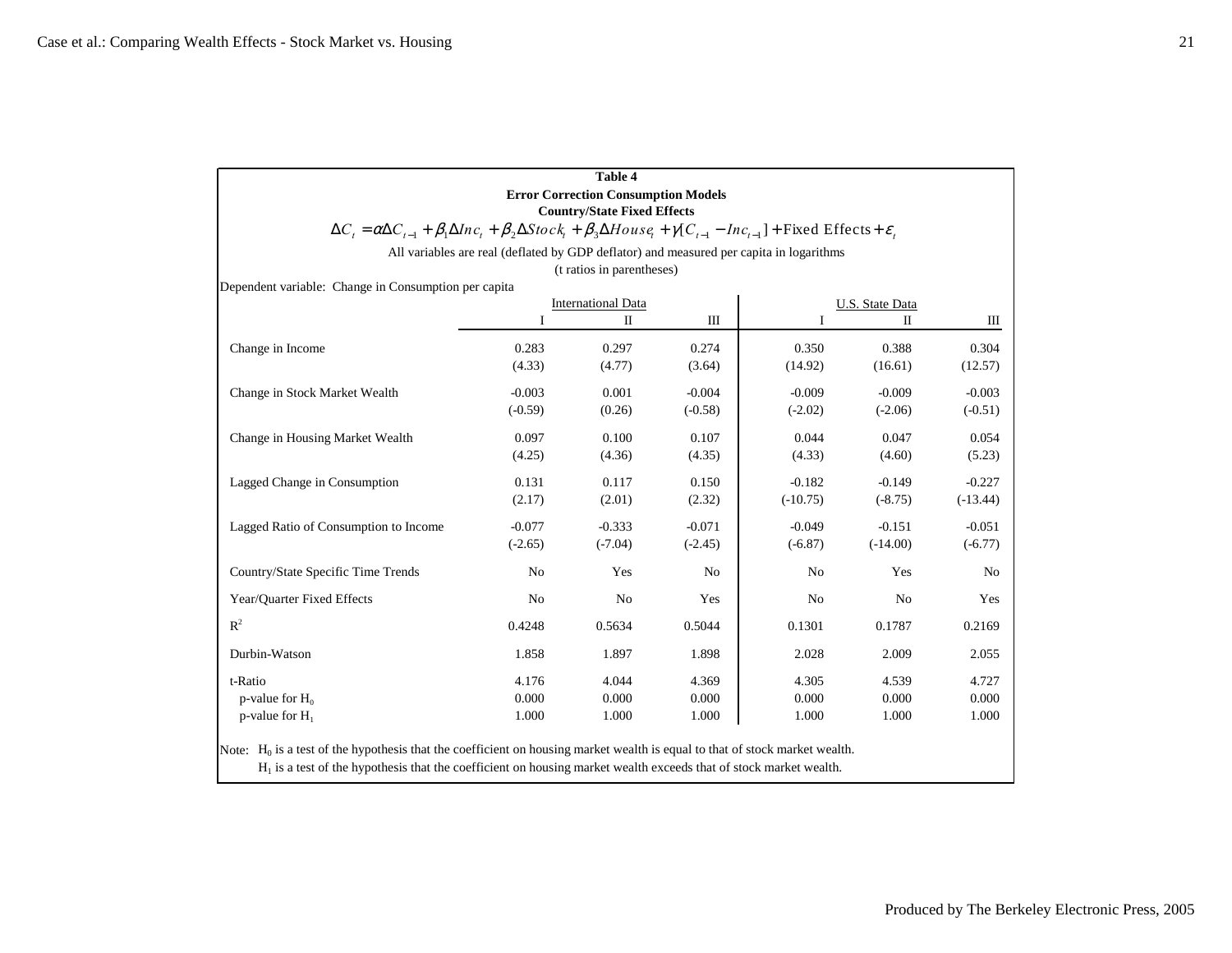**Table 4**

**Error Correction Consumption Models**

**Country/State Fixed Effects**

$$\Delta C_t = \alpha \Delta C_{t-1} + \beta_1 \Delta Inc_t + \beta_2 \Delta Stock_t + \beta_3 \Delta House_t + \gamma [C_{t-1} - Inc_{t-1}] + \text{Fixed Effects} + \varepsilon_t$$

All variables are real (deflated by GDP deflator) and measured per capita in logarithms

(t ratios in parentheses)

Dependent variable: Change in Consumption per capita

| | International Data | | | U.S. State Data | | |
|---|---|---|---|---|---|---|
| | I | II | III | I | II | III |
| Change in Income | 0.283 | 0.297 | 0.274 | 0.350 | 0.388 | 0.304 |
| | (4.33) | (4.77) | (3.64) | (14.92) | (16.61) | (12.57) |
| Change in Stock Market Wealth | -0.003 | 0.001 | -0.004 | -0.009 | -0.009 | -0.003 |
| | (-0.59) | (0.26) | (-0.58) | (-2.02) | (-2.06) | (-0.51) |
| Change in Housing Market Wealth | 0.097 | 0.100 | 0.107 | 0.044 | 0.047 | 0.054 |
| | (4.25) | (4.36) | (4.35) | (4.33) | (4.60) | (5.23) |
| Lagged Change in Consumption | 0.131 | 0.117 | 0.150 | -0.182 | -0.149 | -0.227 |
| | (2.17) | (2.01) | (2.32) | (-10.75) | (-8.75) | (-13.44) |
| Lagged Ratio of Consumption to Income | -0.077 | -0.333 | -0.071 | -0.049 | -0.151 | -0.051 |
| | (-2.65) | (-7.04) | (-2.45) | (-6.87) | (-14.00) | (-6.77) |
| Country/State Specific Time Trends | No | Yes | No | No | Yes | No |
| Year/Quarter Fixed Effects | No | No | Yes | No | No | Yes |
| $R^2$ | 0.4248 | 0.5634 | 0.5044 | 0.1301 | 0.1787 | 0.2169 |
| Durbin-Watson | 1.858 | 1.897 | 1.898 | 2.028 | 2.009 | 2.055 |
| t-Ratio | 4.176 | 4.044 | 4.369 | 4.305 | 4.539 | 4.727 |
| p-value for $H_0$ | 0.000 | 0.000 | 0.000 | 0.000 | 0.000 | 0.000 |
| p-value for $H_1$ | 1.000 | 1.000 | 1.000 | 1.000 | 1.000 | 1.000 |

Note: $H_0$ is a test of the hypothesis that the coefficient on housing market wealth is equal to that of stock market wealth.
$H_1$ is a test of the hypothesis that the coefficient on housing market wealth exceeds that of stock market wealth.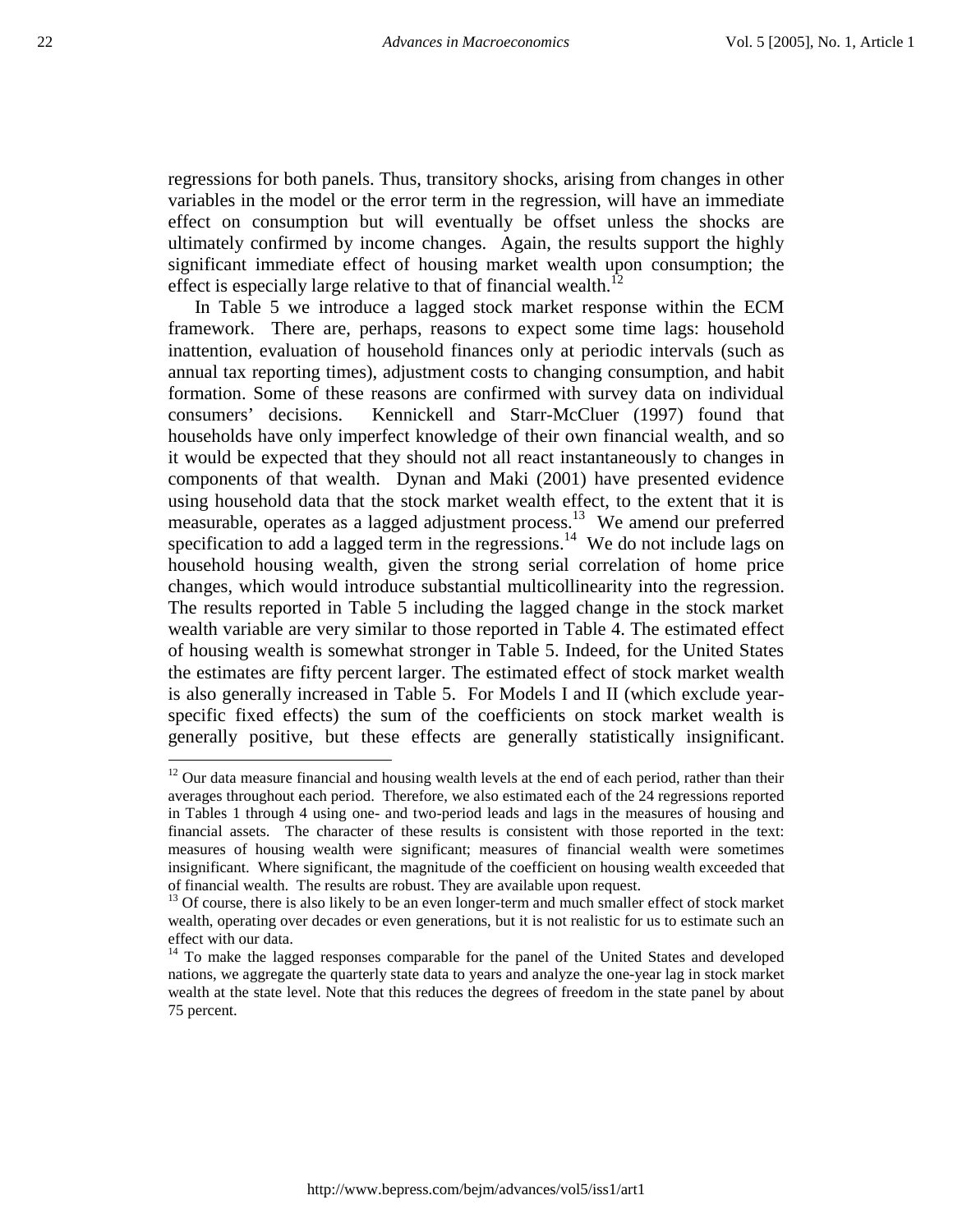regressions for both panels. Thus, transitory shocks, arising from changes in other variables in the model or the error term in the regression, will have an immediate effect on consumption but will eventually be offset unless the shocks are ultimately confirmed by income changes. Again, the results support the highly significant immediate effect of housing market wealth upon consumption; the effect is especially large relative to that of financial wealth.[12]

In Table 5 we introduce a lagged stock market response within the ECM framework. There are, perhaps, reasons to expect some time lags: household inattention, evaluation of household finances only at periodic intervals (such as annual tax reporting times), adjustment costs to changing consumption, and habit formation. Some of these reasons are confirmed with survey data on individual consumers' decisions. Kennickell and Starr-McCluer (1997) found that households have only imperfect knowledge of their own financial wealth, and so it would be expected that they should not all react instantaneously to changes in components of that wealth. Dynan and Maki (2001) have presented evidence using household data that the stock market wealth effect, to the extent that it is measurable, operates as a lagged adjustment process.[13] We amend our preferred specification to add a lagged term in the regressions.[14] We do not include lags on household housing wealth, given the strong serial correlation of home price changes, which would introduce substantial multicollinearity into the regression. The results reported in Table 5 including the lagged change in the stock market wealth variable are very similar to those reported in Table 4. The estimated effect of housing wealth is somewhat stronger in Table 5. Indeed, for the United States the estimates are fifty percent larger. The estimated effect of stock market wealth is also generally increased in Table 5. For Models I and II (which exclude year-specific fixed effects) the sum of the coefficients on stock market wealth is generally positive, but these effects are generally statistically insignificant.

---

[12] Our data measure financial and housing wealth levels at the end of each period, rather than their averages throughout each period. Therefore, we also estimated each of the 24 regressions reported in Tables 1 through 4 using one- and two-period leads and lags in the measures of housing and financial assets. The character of these results is consistent with those reported in the text: measures of housing wealth were significant; measures of financial wealth were sometimes insignificant. Where significant, the magnitude of the coefficient on housing wealth exceeded that of financial wealth. The results are robust. They are available upon request.

[13] Of course, there is also likely to be an even longer-term and much smaller effect of stock market wealth, operating over decades or even generations, but it is not realistic for us to estimate such an effect with our data.

[14] To make the lagged responses comparable for the panel of the United States and developed nations, we aggregate the quarterly state data to years and analyze the one-year lag in stock market wealth at the state level. Note that this reduces the degrees of freedom in the state panel by about 75 percent.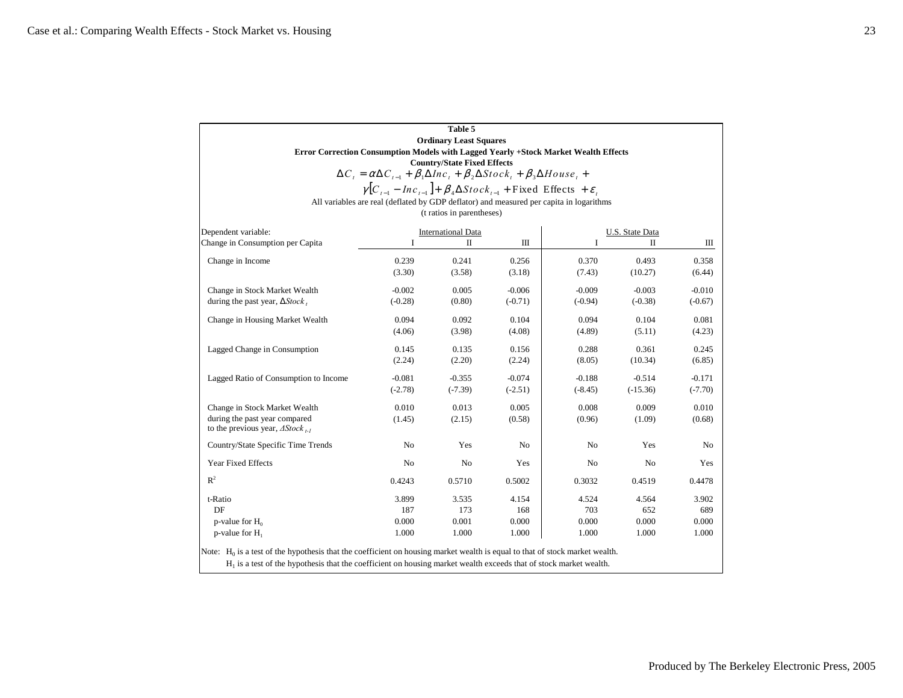**Table 5**

**Ordinary Least Squares**

**Error Correction Consumption Models with Lagged Yearly +Stock Market Wealth Effects**

**Country/State Fixed Effects**

$$\Delta C_t = \alpha \Delta C_{t-1} + \beta_1 \Delta Inc_t + \beta_2 \Delta Stock_t + \beta_3 \Delta House_t + \gamma [C_{t-1} - Inc_{t-1}] + \beta_4 \Delta Stock_{t-1} + \text{Fixed Effects} + \varepsilon_t$$

All variables are real (deflated by GDP deflator) and measured per capita in logarithms

(t ratios in parentheses)

| Dependent variable: Change in Consumption per Capita | International Data I | International Data II | International Data III | U.S. State Data I | U.S. State Data II | U.S. State Data III |
|---|---|---|---|---|---|---|
| Change in Income | 0.239 | 0.241 | 0.256 | 0.370 | 0.493 | 0.358 |
| | (3.30) | (3.58) | (3.18) | (7.43) | (10.27) | (6.44) |
| Change in Stock Market Wealth during the past year, $\Delta Stock_t$ | -0.002 | 0.005 | -0.006 | -0.009 | -0.003 | -0.010 |
| | (-0.28) | (0.80) | (-0.71) | (-0.94) | (-0.38) | (-0.67) |
| Change in Housing Market Wealth | 0.094 | 0.092 | 0.104 | 0.094 | 0.104 | 0.081 |
| | (4.06) | (3.98) | (4.08) | (4.89) | (5.11) | (4.23) |
| Lagged Change in Consumption | 0.145 | 0.135 | 0.156 | 0.288 | 0.361 | 0.245 |
| | (2.24) | (2.20) | (2.24) | (8.05) | (10.34) | (6.85) |
| Lagged Ratio of Consumption to Income | -0.081 | -0.355 | -0.074 | -0.188 | -0.514 | -0.171 |
| | (-2.78) | (-7.39) | (-2.51) | (-8.45) | (-15.36) | (-7.70) |
| Change in Stock Market Wealth during the past year compared to the previous year, $\Delta Stock_{t-1}$ | 0.010 | 0.013 | 0.005 | 0.008 | 0.009 | 0.010 |
| | (1.45) | (2.15) | (0.58) | (0.96) | (1.09) | (0.68) |
| Country/State Specific Time Trends | No | Yes | No | No | Yes | No |
| Year Fixed Effects | No | No | Yes | No | No | Yes |
| $R^2$ | 0.4243 | 0.5710 | 0.5002 | 0.3032 | 0.4519 | 0.4478 |
| t-Ratio | 3.899 | 3.535 | 4.154 | 4.524 | 4.564 | 3.902 |
| DF | 187 | 173 | 168 | 703 | 652 | 689 |
| p-value for $H_0$ | 0.000 | 0.001 | 0.000 | 0.000 | 0.000 | 0.000 |
| p-value for $H_1$ | 1.000 | 1.000 | 1.000 | 1.000 | 1.000 | 1.000 |

Note: $H_0$ is a test of the hypothesis that the coefficient on housing market wealth is equal to that of stock market wealth.
$H_1$ is a test of the hypothesis that the coefficient on housing market wealth exceeds that of stock market wealth.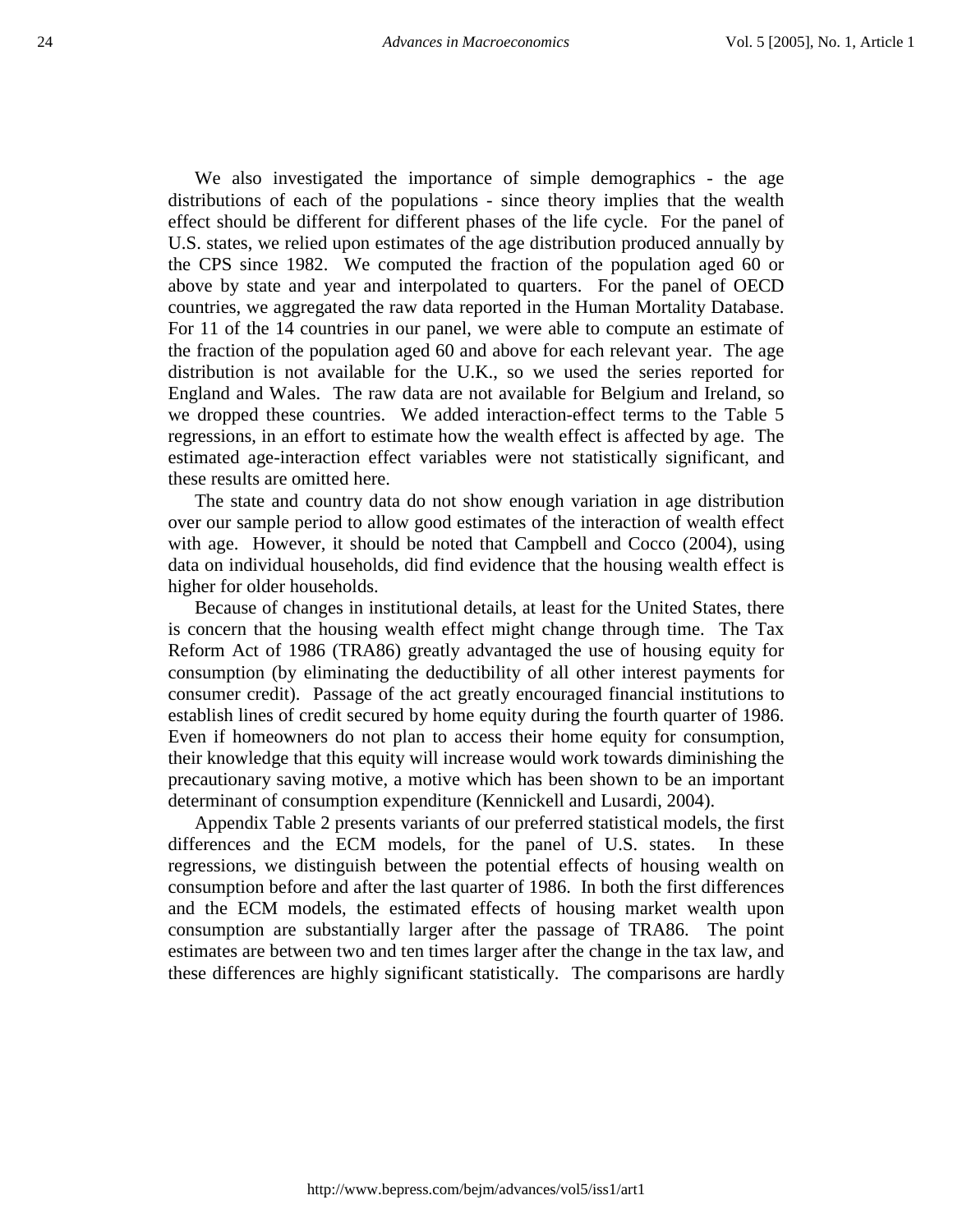We also investigated the importance of simple demographics - the age distributions of each of the populations - since theory implies that the wealth effect should be different for different phases of the life cycle. For the panel of U.S. states, we relied upon estimates of the age distribution produced annually by the CPS since 1982. We computed the fraction of the population aged 60 or above by state and year and interpolated to quarters. For the panel of OECD countries, we aggregated the raw data reported in the Human Mortality Database. For 11 of the 14 countries in our panel, we were able to compute an estimate of the fraction of the population aged 60 and above for each relevant year. The age distribution is not available for the U.K., so we used the series reported for England and Wales. The raw data are not available for Belgium and Ireland, so we dropped these countries. We added interaction-effect terms to the Table 5 regressions, in an effort to estimate how the wealth effect is affected by age. The estimated age-interaction effect variables were not statistically significant, and these results are omitted here.

The state and country data do not show enough variation in age distribution over our sample period to allow good estimates of the interaction of wealth effect with age. However, it should be noted that Campbell and Cocco (2004), using data on individual households, did find evidence that the housing wealth effect is higher for older households.

Because of changes in institutional details, at least for the United States, there is concern that the housing wealth effect might change through time. The Tax Reform Act of 1986 (TRA86) greatly advantaged the use of housing equity for consumption (by eliminating the deductibility of all other interest payments for consumer credit). Passage of the act greatly encouraged financial institutions to establish lines of credit secured by home equity during the fourth quarter of 1986. Even if homeowners do not plan to access their home equity for consumption, their knowledge that this equity will increase would work towards diminishing the precautionary saving motive, a motive which has been shown to be an important determinant of consumption expenditure (Kennickell and Lusardi, 2004).

Appendix Table 2 presents variants of our preferred statistical models, the first differences and the ECM models, for the panel of U.S. states. In these regressions, we distinguish between the potential effects of housing wealth on consumption before and after the last quarter of 1986. In both the first differences and the ECM models, the estimated effects of housing market wealth upon consumption are substantially larger after the passage of TRA86. The point estimates are between two and ten times larger after the change in the tax law, and these differences are highly significant statistically. The comparisons are hardly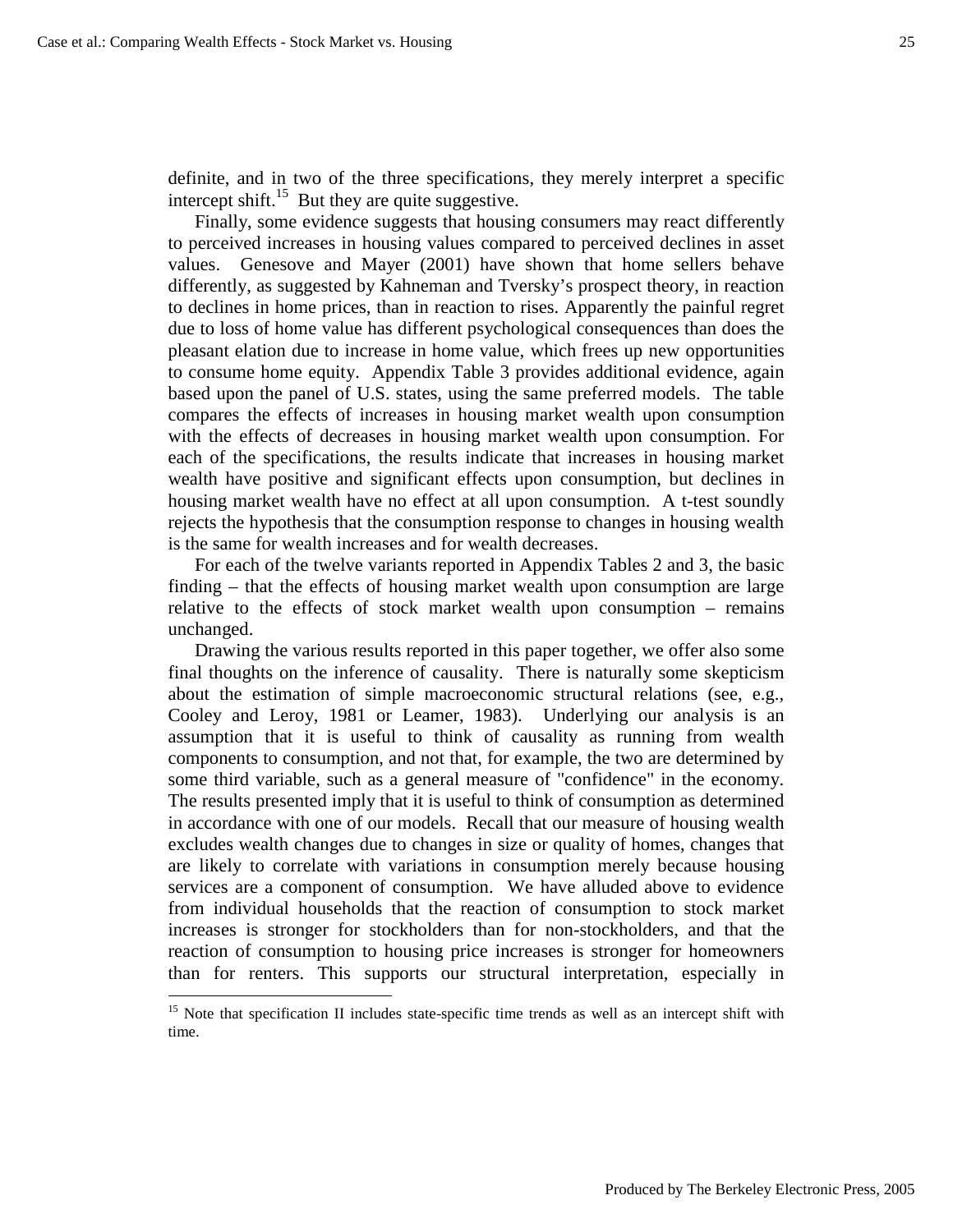definite, and in two of the three specifications, they merely interpret a specific intercept shift.[15] But they are quite suggestive.

Finally, some evidence suggests that housing consumers may react differently to perceived increases in housing values compared to perceived declines in asset values. Genesove and Mayer (2001) have shown that home sellers behave differently, as suggested by Kahneman and Tversky's prospect theory, in reaction to declines in home prices, than in reaction to rises. Apparently the painful regret due to loss of home value has different psychological consequences than does the pleasant elation due to increase in home value, which frees up new opportunities to consume home equity. Appendix Table 3 provides additional evidence, again based upon the panel of U.S. states, using the same preferred models. The table compares the effects of increases in housing market wealth upon consumption with the effects of decreases in housing market wealth upon consumption. For each of the specifications, the results indicate that increases in housing market wealth have positive and significant effects upon consumption, but declines in housing market wealth have no effect at all upon consumption. A t-test soundly rejects the hypothesis that the consumption response to changes in housing wealth is the same for wealth increases and for wealth decreases.

For each of the twelve variants reported in Appendix Tables 2 and 3, the basic finding – that the effects of housing market wealth upon consumption are large relative to the effects of stock market wealth upon consumption – remains unchanged.

Drawing the various results reported in this paper together, we offer also some final thoughts on the inference of causality. There is naturally some skepticism about the estimation of simple macroeconomic structural relations (see, e.g., Cooley and Leroy, 1981 or Leamer, 1983). Underlying our analysis is an assumption that it is useful to think of causality as running from wealth components to consumption, and not that, for example, the two are determined by some third variable, such as a general measure of "confidence" in the economy. The results presented imply that it is useful to think of consumption as determined in accordance with one of our models. Recall that our measure of housing wealth excludes wealth changes due to changes in size or quality of homes, changes that are likely to correlate with variations in consumption merely because housing services are a component of consumption. We have alluded above to evidence from individual households that the reaction of consumption to stock market increases is stronger for stockholders than for non-stockholders, and that the reaction of consumption to housing price increases is stronger for homeowners than for renters. This supports our structural interpretation, especially in

[15] Note that specification II includes state-specific time trends as well as an intercept shift with time.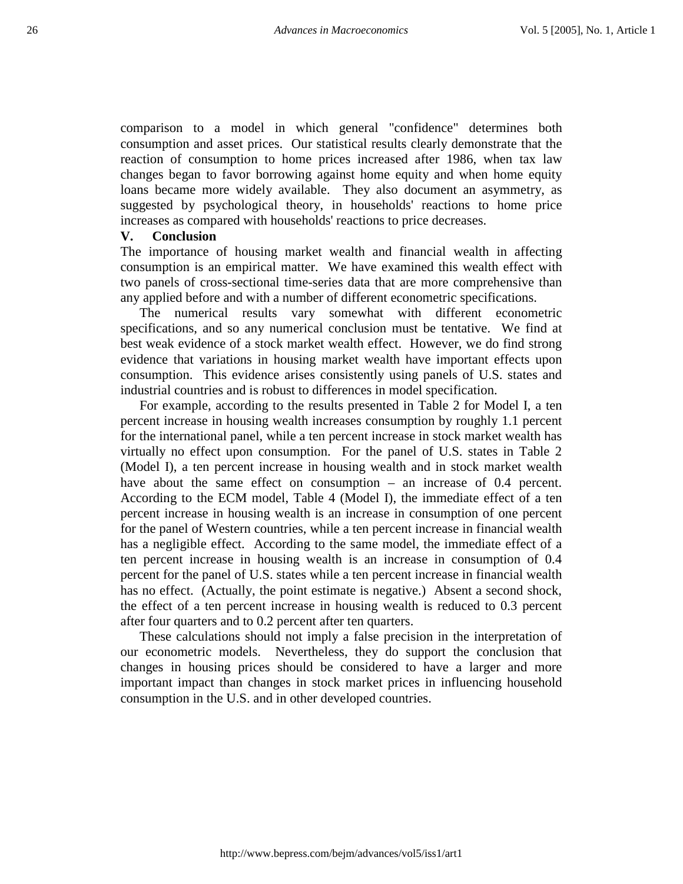comparison to a model in which general "confidence" determines both consumption and asset prices. Our statistical results clearly demonstrate that the reaction of consumption to home prices increased after 1986, when tax law changes began to favor borrowing against home equity and when home equity loans became more widely available. They also document an asymmetry, as suggested by psychological theory, in households' reactions to home price increases as compared with households' reactions to price decreases.

## V. Conclusion

The importance of housing market wealth and financial wealth in affecting consumption is an empirical matter. We have examined this wealth effect with two panels of cross-sectional time-series data that are more comprehensive than any applied before and with a number of different econometric specifications.

The numerical results vary somewhat with different econometric specifications, and so any numerical conclusion must be tentative. We find at best weak evidence of a stock market wealth effect. However, we do find strong evidence that variations in housing market wealth have important effects upon consumption. This evidence arises consistently using panels of U.S. states and industrial countries and is robust to differences in model specification.

For example, according to the results presented in Table 2 for Model I, a ten percent increase in housing wealth increases consumption by roughly 1.1 percent for the international panel, while a ten percent increase in stock market wealth has virtually no effect upon consumption. For the panel of U.S. states in Table 2 (Model I), a ten percent increase in housing wealth and in stock market wealth have about the same effect on consumption – an increase of 0.4 percent. According to the ECM model, Table 4 (Model I), the immediate effect of a ten percent increase in housing wealth is an increase in consumption of one percent for the panel of Western countries, while a ten percent increase in financial wealth has a negligible effect. According to the same model, the immediate effect of a ten percent increase in housing wealth is an increase in consumption of 0.4 percent for the panel of U.S. states while a ten percent increase in financial wealth has no effect. (Actually, the point estimate is negative.) Absent a second shock, the effect of a ten percent increase in housing wealth is reduced to 0.3 percent after four quarters and to 0.2 percent after ten quarters.

These calculations should not imply a false precision in the interpretation of our econometric models. Nevertheless, they do support the conclusion that changes in housing prices should be considered to have a larger and more important impact than changes in stock market prices in influencing household consumption in the U.S. and in other developed countries.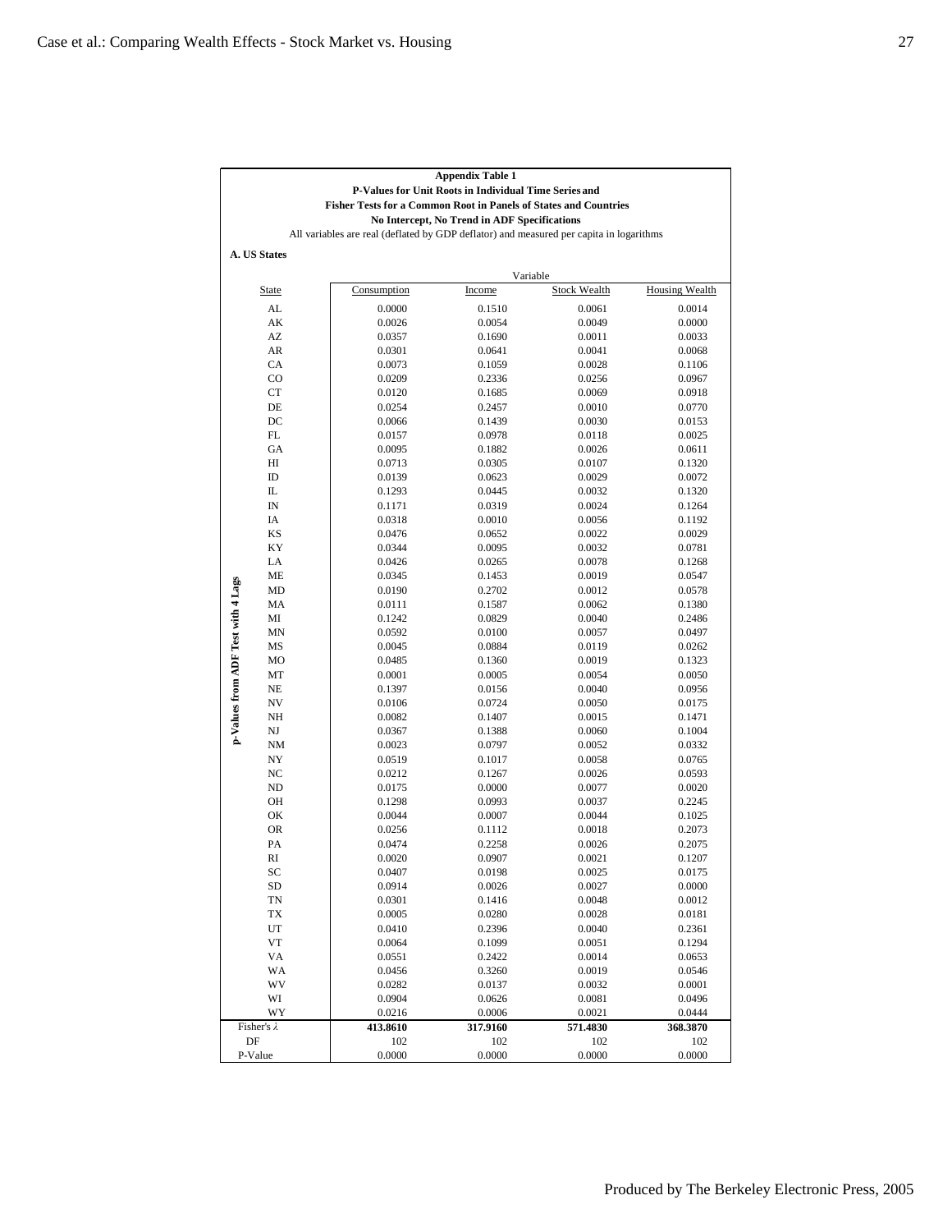**Appendix Table 1**

**P-Values for Unit Roots in Individual Time Series and Fisher Tests for a Common Root in Panels of States and Countries**

**No Intercept, No Trend in ADF Specifications**

All variables are real (deflated by GDP deflator) and measured per capita in logarithms

**A. US States**

p-Values from ADF Test with 4 Lags

| State | Consumption | Income | Stock Wealth | Housing Wealth |
|---|---|---|---|---|
| AL | 0.0000 | 0.1510 | 0.0061 | 0.0014 |
| AK | 0.0026 | 0.0054 | 0.0049 | 0.0000 |
| AZ | 0.0357 | 0.1690 | 0.0011 | 0.0033 |
| AR | 0.0301 | 0.0641 | 0.0041 | 0.0068 |
| CA | 0.0073 | 0.1059 | 0.0028 | 0.1106 |
| CO | 0.0209 | 0.2336 | 0.0256 | 0.0967 |
| CT | 0.0120 | 0.1685 | 0.0069 | 0.0918 |
| DE | 0.0254 | 0.2457 | 0.0010 | 0.0770 |
| DC | 0.0066 | 0.1439 | 0.0030 | 0.0153 |
| FL | 0.0157 | 0.0978 | 0.0118 | 0.0025 |
| GA | 0.0095 | 0.1882 | 0.0026 | 0.0611 |
| HI | 0.0713 | 0.0305 | 0.0107 | 0.1320 |
| ID | 0.0139 | 0.0623 | 0.0029 | 0.0072 |
| IL | 0.1293 | 0.0445 | 0.0032 | 0.1320 |
| IN | 0.1171 | 0.0319 | 0.0024 | 0.1264 |
| IA | 0.0318 | 0.0010 | 0.0056 | 0.1192 |
| KS | 0.0476 | 0.0652 | 0.0022 | 0.0029 |
| KY | 0.0344 | 0.0095 | 0.0032 | 0.0781 |
| LA | 0.0426 | 0.0265 | 0.0078 | 0.1268 |
| ME | 0.0345 | 0.1453 | 0.0019 | 0.0547 |
| MD | 0.0190 | 0.2702 | 0.0012 | 0.0578 |
| MA | 0.0111 | 0.1587 | 0.0062 | 0.1380 |
| MI | 0.1242 | 0.0829 | 0.0040 | 0.2486 |
| MN | 0.0592 | 0.0100 | 0.0057 | 0.0497 |
| MS | 0.0045 | 0.0884 | 0.0119 | 0.0262 |
| MO | 0.0485 | 0.1360 | 0.0019 | 0.1323 |
| MT | 0.0001 | 0.0005 | 0.0054 | 0.0050 |
| NE | 0.1397 | 0.0156 | 0.0040 | 0.0956 |
| NV | 0.0106 | 0.0724 | 0.0050 | 0.0175 |
| NH | 0.0082 | 0.1407 | 0.0015 | 0.1471 |
| NJ | 0.0367 | 0.1388 | 0.0060 | 0.1004 |
| NM | 0.0023 | 0.0797 | 0.0052 | 0.0332 |
| NY | 0.0519 | 0.1017 | 0.0058 | 0.0765 |
| NC | 0.0212 | 0.1267 | 0.0026 | 0.0593 |
| ND | 0.0175 | 0.0000 | 0.0077 | 0.0020 |
| OH | 0.1298 | 0.0993 | 0.0037 | 0.2245 |
| OK | 0.0044 | 0.0007 | 0.0044 | 0.1025 |
| OR | 0.0256 | 0.1112 | 0.0018 | 0.2073 |
| PA | 0.0474 | 0.2258 | 0.0026 | 0.2075 |
| RI | 0.0020 | 0.0907 | 0.0021 | 0.1207 |
| SC | 0.0407 | 0.0198 | 0.0025 | 0.0175 |
| SD | 0.0914 | 0.0026 | 0.0027 | 0.0000 |
| TN | 0.0301 | 0.1416 | 0.0048 | 0.0012 |
| TX | 0.0005 | 0.0280 | 0.0028 | 0.0181 |
| UT | 0.0410 | 0.2396 | 0.0040 | 0.2361 |
| VT | 0.0064 | 0.1099 | 0.0051 | 0.1294 |
| VA | 0.0551 | 0.2422 | 0.0014 | 0.0653 |
| WA | 0.0456 | 0.3260 | 0.0019 | 0.0546 |
| WV | 0.0282 | 0.0137 | 0.0032 | 0.0001 |
| WI | 0.0904 | 0.0626 | 0.0081 | 0.0496 |
| WY | 0.0216 | 0.0006 | 0.0021 | 0.0444 |
| Fisher's $\lambda$ | **413.8610** | **317.9160** | **571.4830** | **368.3870** |
| DF | 102 | 102 | 102 | 102 |
| P-Value | 0.0000 | 0.0000 | 0.0000 | 0.0000 |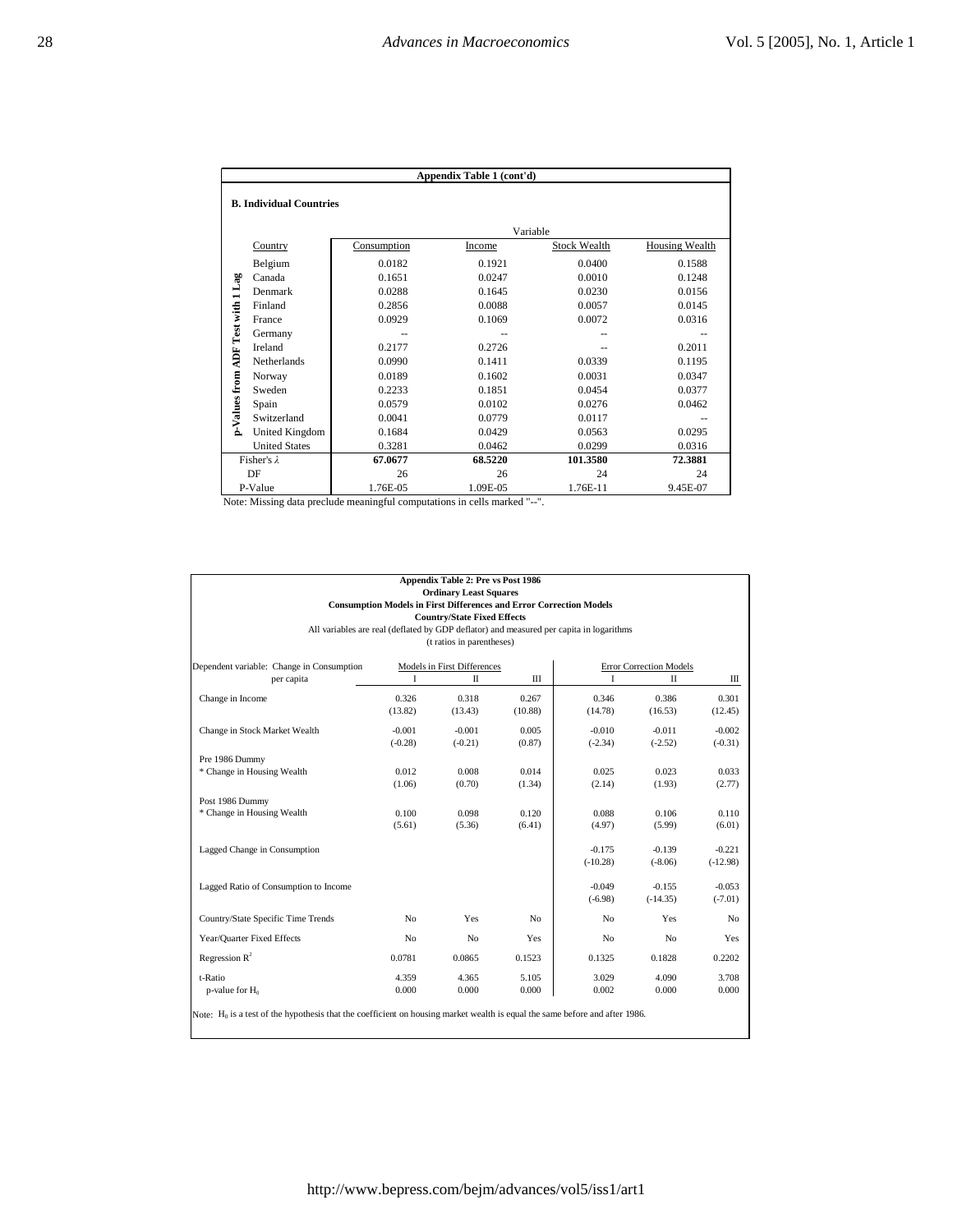**Appendix Table 1 (cont'd)**

**B. Individual Countries**

| | Country | Consumption | Income | Stock Wealth | Housing Wealth |
|---|---|---|---|---|---|
| p-Values from ADF Test with 1 Lag | Belgium | 0.0182 | 0.1921 | 0.0400 | 0.1588 |
| | Canada | 0.1651 | 0.0247 | 0.0010 | 0.1248 |
| | Denmark | 0.0288 | 0.1645 | 0.0230 | 0.0156 |
| | Finland | 0.2856 | 0.0088 | 0.0057 | 0.0145 |
| | France | 0.0929 | 0.1069 | 0.0072 | 0.0316 |
| | Germany | -- | -- | -- | -- |
| | Ireland | 0.2177 | 0.2726 | -- | 0.2011 |
| | Netherlands | 0.0990 | 0.1411 | 0.0339 | 0.1195 |
| | Norway | 0.0189 | 0.1602 | 0.0031 | 0.0347 |
| | Sweden | 0.2233 | 0.1851 | 0.0454 | 0.0377 |
| | Spain | 0.0579 | 0.0102 | 0.0276 | 0.0462 |
| | Switzerland | 0.0041 | 0.0779 | 0.0117 | -- |
| | United Kingdom | 0.1684 | 0.0429 | 0.0563 | 0.0295 |
| | United States | 0.3281 | 0.0462 | 0.0299 | 0.0316 |
| Fisher's $\lambda$ | | **67.0677** | **68.5220** | **101.3580** | **72.3881** |
| DF | | 26 | 26 | 24 | 24 |
| P-Value | | 1.76E-05 | 1.09E-05 | 1.76E-11 | 9.45E-07 |

Note: Missing data preclude meaningful computations in cells marked "--".

**Appendix Table 2: Pre vs Post 1986**
**Ordinary Least Squares**
**Consumption Models in First Differences and Error Correction Models**
**Country/State Fixed Effects**
All variables are real (deflated by GDP deflator) and measured per capita in logarithms
(t ratios in parentheses)

| Dependent variable: Change in Consumption per capita | Models in First Differences I | II | III | Error Correction Models I | II | III |
|---|---|---|---|---|---|---|
| Change in Income | 0.326 | 0.318 | 0.267 | 0.346 | 0.386 | 0.301 |
| | (13.82) | (13.43) | (10.88) | (14.78) | (16.53) | (12.45) |
| Change in Stock Market Wealth | -0.001 | -0.001 | 0.005 | -0.010 | -0.011 | -0.002 |
| | (-0.28) | (-0.21) | (0.87) | (-2.34) | (-2.52) | (-0.31) |
| Pre 1986 Dummy * Change in Housing Wealth | 0.012 | 0.008 | 0.014 | 0.025 | 0.023 | 0.033 |
| | (1.06) | (0.70) | (1.34) | (2.14) | (1.93) | (2.77) |
| Post 1986 Dummy * Change in Housing Wealth | 0.100 | 0.098 | 0.120 | 0.088 | 0.106 | 0.110 |
| | (5.61) | (5.36) | (6.41) | (4.97) | (5.99) | (6.01) |
| Lagged Change in Consumption | | | | -0.175 | -0.139 | -0.221 |
| | | | | (-10.28) | (-8.06) | (-12.98) |
| Lagged Ratio of Consumption to Income | | | | -0.049 | -0.155 | -0.053 |
| | | | | (-6.98) | (-14.35) | (-7.01) |
| Country/State Specific Time Trends | No | Yes | No | No | Yes | No |
| Year/Quarter Fixed Effects | No | No | Yes | No | No | Yes |
| Regression $R^2$ | 0.0781 | 0.0865 | 0.1523 | 0.1325 | 0.1828 | 0.2202 |
| t-Ratio | 4.359 | 4.365 | 5.105 | 3.029 | 4.090 | 3.708 |
| p-value for $H_0$ | 0.000 | 0.000 | 0.000 | 0.002 | 0.000 | 0.000 |

Note: $H_0$ is a test of the hypothesis that the coefficient on housing market wealth is equal the same before and after 1986.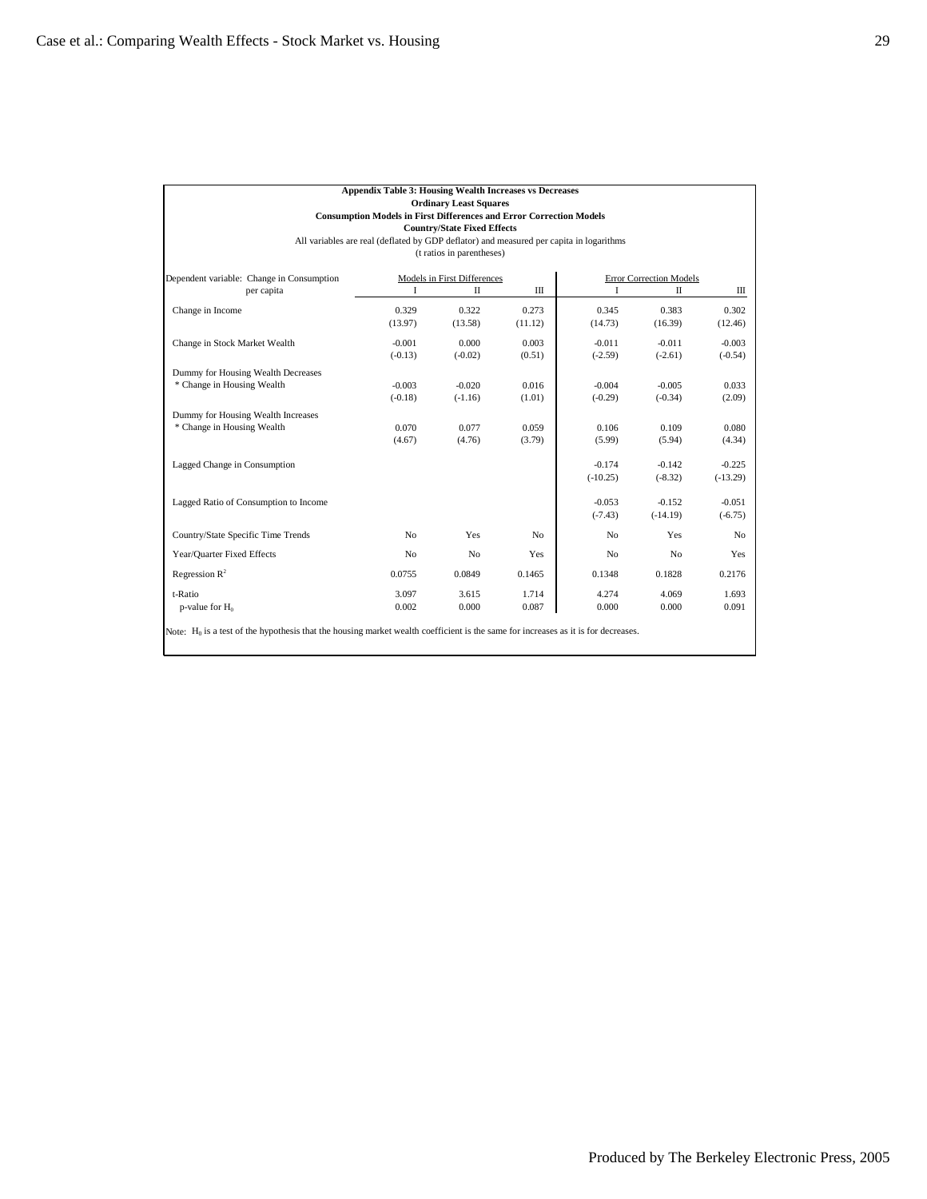**Appendix Table 3: Housing Wealth Increases vs Decreases**

**Ordinary Least Squares**

**Consumption Models in First Differences and Error Correction Models**

**Country/State Fixed Effects**

All variables are real (deflated by GDP deflator) and measured per capita in logarithms

(t ratios in parentheses)

| Dependent variable: Change in Consumption per capita | Models in First Differences I | II | III | Error Correction Models I | II | III |
|---|---|---|---|---|---|---|
| Change in Income | 0.329 | 0.322 | 0.273 | 0.345 | 0.383 | 0.302 |
| | (13.97) | (13.58) | (11.12) | (14.73) | (16.39) | (12.46) |
| Change in Stock Market Wealth | -0.001 | 0.000 | 0.003 | -0.011 | -0.011 | -0.003 |
| | (-0.13) | (-0.02) | (0.51) | (-2.59) | (-2.61) | (-0.54) |
| Dummy for Housing Wealth Decreases * Change in Housing Wealth | -0.003 | -0.020 | 0.016 | -0.004 | -0.005 | 0.033 |
| | (-0.18) | (-1.16) | (1.01) | (-0.29) | (-0.34) | (2.09) |
| Dummy for Housing Wealth Increases * Change in Housing Wealth | 0.070 | 0.077 | 0.059 | 0.106 | 0.109 | 0.080 |
| | (4.67) | (4.76) | (3.79) | (5.99) | (5.94) | (4.34) |
| Lagged Change in Consumption | | | | -0.174 | -0.142 | -0.225 |
| | | | | (-10.25) | (-8.32) | (-13.29) |
| Lagged Ratio of Consumption to Income | | | | -0.053 | -0.152 | -0.051 |
| | | | | (-7.43) | (-14.19) | (-6.75) |
| Country/State Specific Time Trends | No | Yes | No | No | Yes | No |
| Year/Quarter Fixed Effects | No | No | Yes | No | No | Yes |
| Regression $R^2$ | 0.0755 | 0.0849 | 0.1465 | 0.1348 | 0.1828 | 0.2176 |
| t-Ratio | 3.097 | 3.615 | 1.714 | 4.274 | 4.069 | 1.693 |
| p-value for $H_0$ | 0.002 | 0.000 | 0.087 | 0.000 | 0.000 | 0.091 |

Note: $H_0$ is a test of the hypothesis that the housing market wealth coefficient is the same for increases as it is for decreases.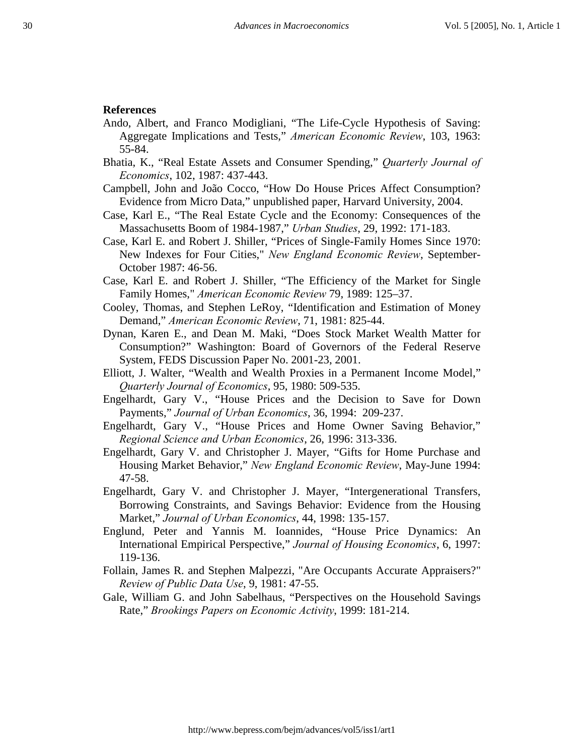**References**

Ando, Albert, and Franco Modigliani, "The Life-Cycle Hypothesis of Saving: Aggregate Implications and Tests," *American Economic Review*, 103, 1963: 55-84.

Bhatia, K., "Real Estate Assets and Consumer Spending," *Quarterly Journal of Economics*, 102, 1987: 437-443.

Campbell, John and João Cocco, "How Do House Prices Affect Consumption? Evidence from Micro Data," unpublished paper, Harvard University, 2004.

Case, Karl E., "The Real Estate Cycle and the Economy: Consequences of the Massachusetts Boom of 1984-1987," *Urban Studies*, 29, 1992: 171-183.

Case, Karl E. and Robert J. Shiller, "Prices of Single-Family Homes Since 1970: New Indexes for Four Cities," *New England Economic Review*, September-October 1987: 46-56.

Case, Karl E. and Robert J. Shiller, "The Efficiency of the Market for Single Family Homes," *American Economic Review* 79, 1989: 125–37.

Cooley, Thomas, and Stephen LeRoy, "Identification and Estimation of Money Demand," *American Economic Review*, 71, 1981: 825-44.

Dynan, Karen E., and Dean M. Maki, "Does Stock Market Wealth Matter for Consumption?" Washington: Board of Governors of the Federal Reserve System, FEDS Discussion Paper No. 2001-23, 2001.

Elliott, J. Walter, "Wealth and Wealth Proxies in a Permanent Income Model," *Quarterly Journal of Economics*, 95, 1980: 509-535.

Engelhardt, Gary V., "House Prices and the Decision to Save for Down Payments," *Journal of Urban Economics*, 36, 1994: 209-237.

Engelhardt, Gary V., "House Prices and Home Owner Saving Behavior," *Regional Science and Urban Economics*, 26, 1996: 313-336.

Engelhardt, Gary V. and Christopher J. Mayer, "Gifts for Home Purchase and Housing Market Behavior," *New England Economic Review*, May-June 1994: 47-58.

Engelhardt, Gary V. and Christopher J. Mayer, "Intergenerational Transfers, Borrowing Constraints, and Savings Behavior: Evidence from the Housing Market," *Journal of Urban Economics*, 44, 1998: 135-157.

Englund, Peter and Yannis M. Ioannides, "House Price Dynamics: An International Empirical Perspective," *Journal of Housing Economics*, 6, 1997: 119-136.

Follain, James R. and Stephen Malpezzi, "Are Occupants Accurate Appraisers?" *Review of Public Data Use*, 9, 1981: 47-55.

Gale, William G. and John Sabelhaus, "Perspectives on the Household Savings Rate," *Brookings Papers on Economic Activity*, 1999: 181-214.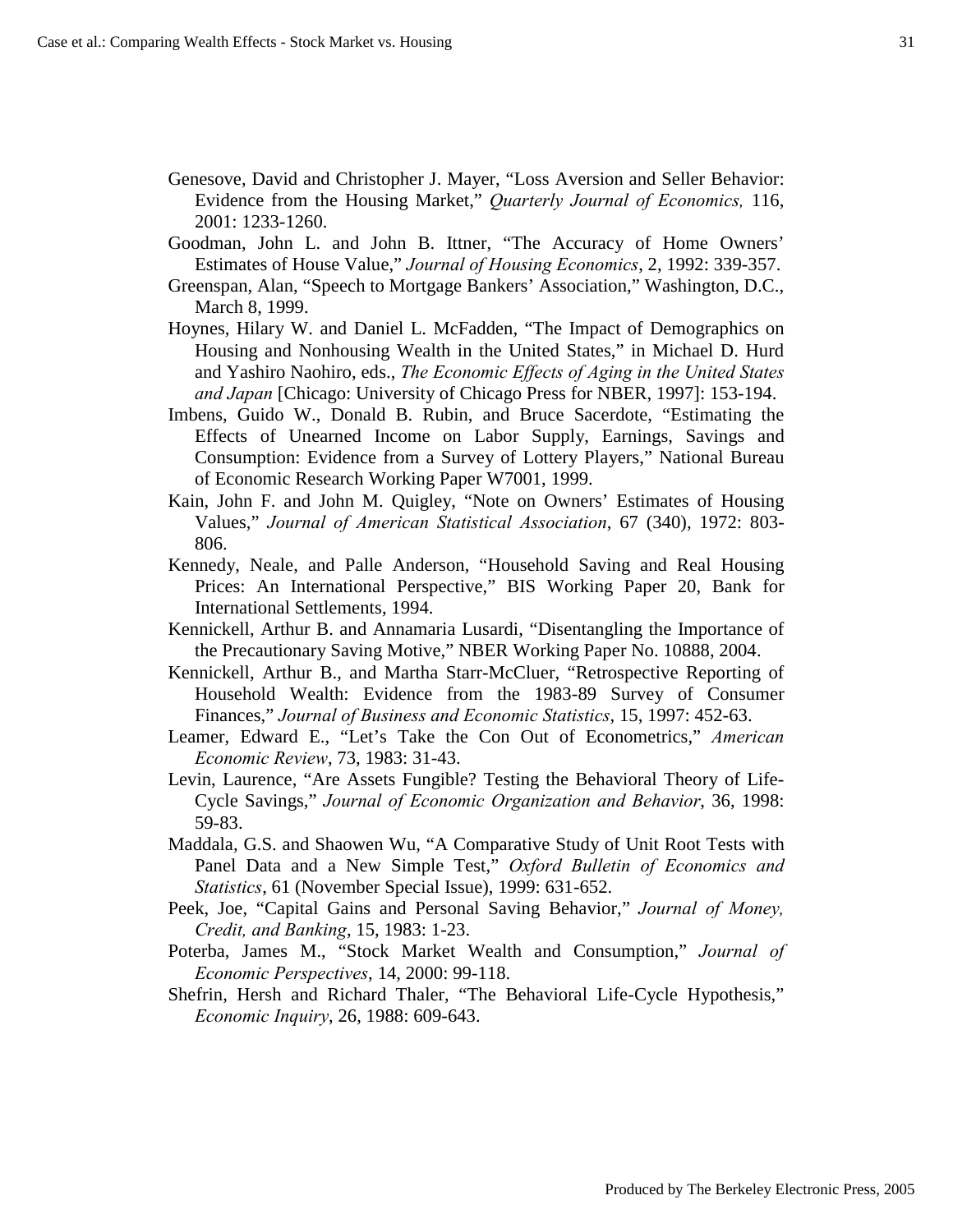Genesove, David and Christopher J. Mayer, “Loss Aversion and Seller Behavior: Evidence from the Housing Market,” *Quarterly Journal of Economics,* 116, 2001: 1233-1260.

Goodman, John L. and John B. Ittner, “The Accuracy of Home Owners’ Estimates of House Value,” *Journal of Housing Economics*, 2, 1992: 339-357.

Greenspan, Alan, “Speech to Mortgage Bankers’ Association,” Washington, D.C., March 8, 1999.

Hoynes, Hilary W. and Daniel L. McFadden, “The Impact of Demographics on Housing and Nonhousing Wealth in the United States,” in Michael D. Hurd and Yashiro Naohiro, eds., *The Economic Effects of Aging in the United States and Japan* [Chicago: University of Chicago Press for NBER, 1997]: 153-194.

Imbens, Guido W., Donald B. Rubin, and Bruce Sacerdote, “Estimating the Effects of Unearned Income on Labor Supply, Earnings, Savings and Consumption: Evidence from a Survey of Lottery Players,” National Bureau of Economic Research Working Paper W7001, 1999.

Kain, John F. and John M. Quigley, “Note on Owners’ Estimates of Housing Values,” *Journal of American Statistical Association*, 67 (340), 1972: 803-806.

Kennedy, Neale, and Palle Anderson, “Household Saving and Real Housing Prices: An International Perspective,” BIS Working Paper 20, Bank for International Settlements, 1994.

Kennickell, Arthur B. and Annamaria Lusardi, “Disentangling the Importance of the Precautionary Saving Motive,” NBER Working Paper No. 10888, 2004.

Kennickell, Arthur B., and Martha Starr-McCluer, “Retrospective Reporting of Household Wealth: Evidence from the 1983-89 Survey of Consumer Finances,” *Journal of Business and Economic Statistics*, 15, 1997: 452-63.

Leamer, Edward E., “Let’s Take the Con Out of Econometrics,” *American Economic Review*, 73, 1983: 31-43.

Levin, Laurence, “Are Assets Fungible? Testing the Behavioral Theory of Life-Cycle Savings,” *Journal of Economic Organization and Behavior*, 36, 1998: 59-83.

Maddala, G.S. and Shaowen Wu, “A Comparative Study of Unit Root Tests with Panel Data and a New Simple Test,” *Oxford Bulletin of Economics and Statistics*, 61 (November Special Issue), 1999: 631-652.

Peek, Joe, “Capital Gains and Personal Saving Behavior,” *Journal of Money, Credit, and Banking*, 15, 1983: 1-23.

Poterba, James M., “Stock Market Wealth and Consumption,” *Journal of Economic Perspectives*, 14, 2000: 99-118.

Shefrin, Hersh and Richard Thaler, “The Behavioral Life-Cycle Hypothesis,” *Economic Inquiry*, 26, 1988: 609-643.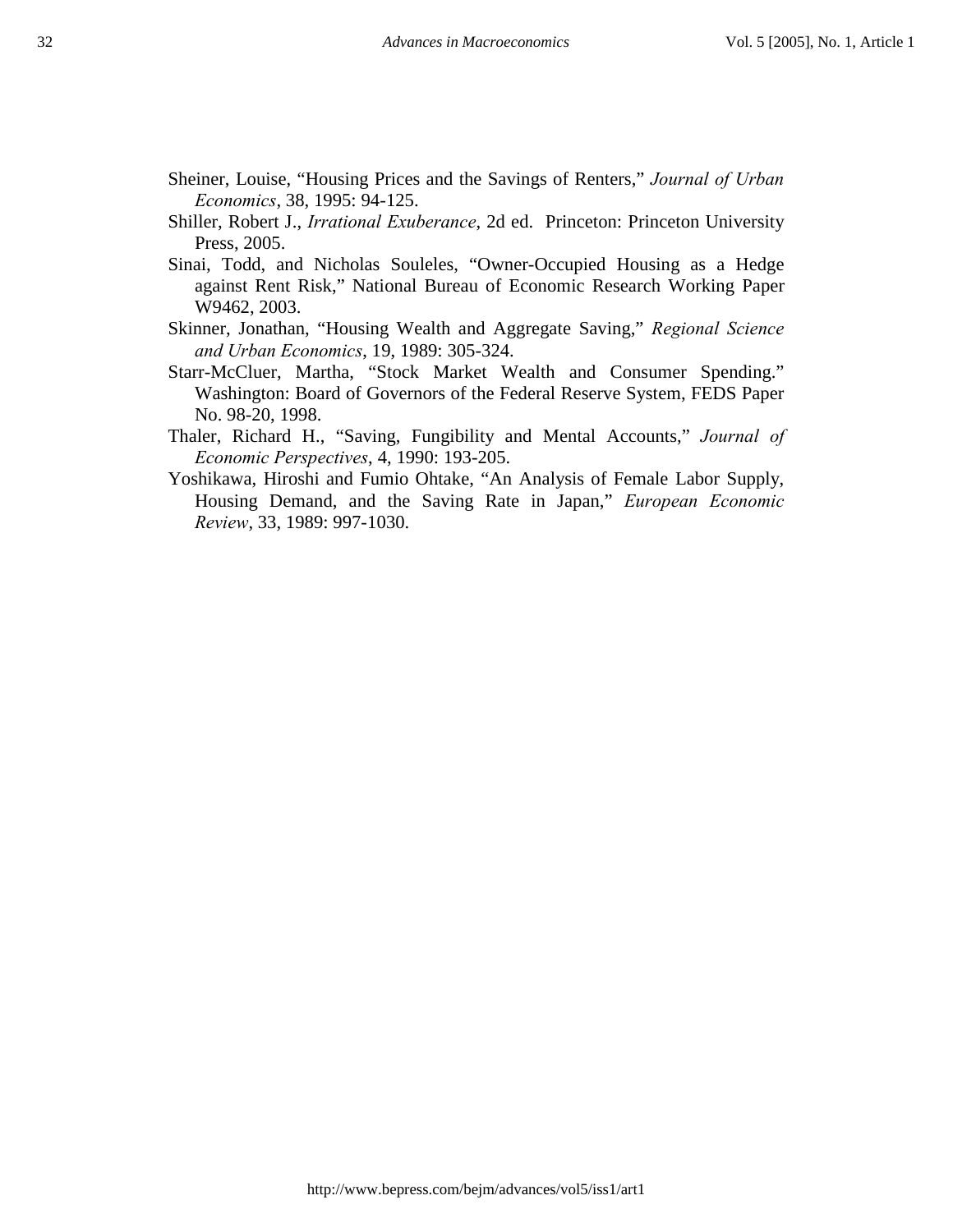Sheiner, Louise, "Housing Prices and the Savings of Renters," *Journal of Urban Economics*, 38, 1995: 94-125.

Shiller, Robert J., *Irrational Exuberance*, 2d ed. Princeton: Princeton University Press, 2005.

Sinai, Todd, and Nicholas Souleles, "Owner-Occupied Housing as a Hedge against Rent Risk," National Bureau of Economic Research Working Paper W9462, 2003.

Skinner, Jonathan, "Housing Wealth and Aggregate Saving," *Regional Science and Urban Economics*, 19, 1989: 305-324.

Starr-McCluer, Martha, "Stock Market Wealth and Consumer Spending." Washington: Board of Governors of the Federal Reserve System, FEDS Paper No. 98-20, 1998.

Thaler, Richard H., "Saving, Fungibility and Mental Accounts," *Journal of Economic Perspectives*, 4, 1990: 193-205.

Yoshikawa, Hiroshi and Fumio Ohtake, "An Analysis of Female Labor Supply, Housing Demand, and the Saving Rate in Japan," *European Economic Review*, 33, 1989: 997-1030.